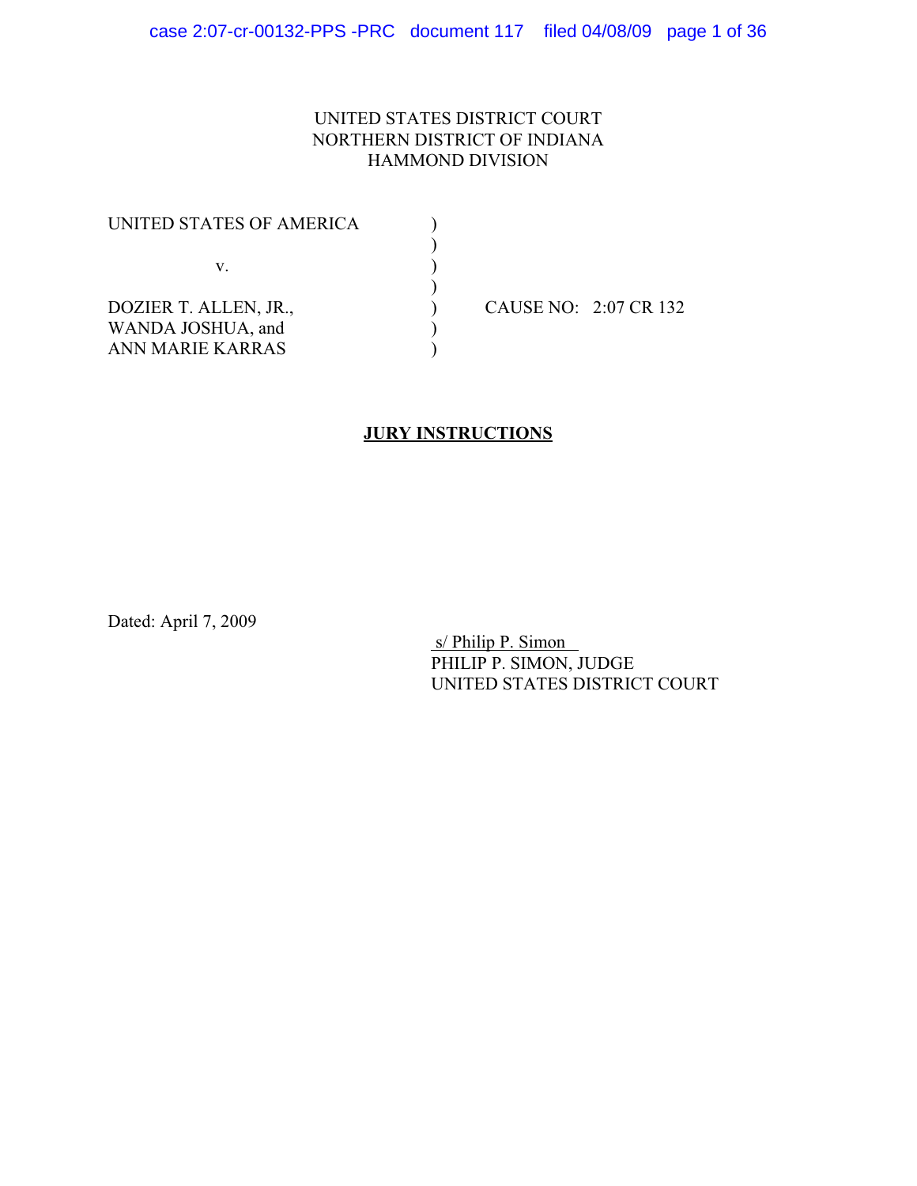UNITED STATES DISTRICT COURT
NORTHERN DISTRICT OF INDIANA
HAMMOND DIVISION

UNITED STATES OF AMERICA )
)
v. )
)
DOZIER T. ALLEN, JR., ) CAUSE NO: 2:07 CR 132
WANDA JOSHUA, and )
ANN MARIE KARRAS )

**JURY INSTRUCTIONS**

Dated: April 7, 2009

s/ Philip P. Simon
PHILIP P. SIMON, JUDGE
UNITED STATES DISTRICT COURT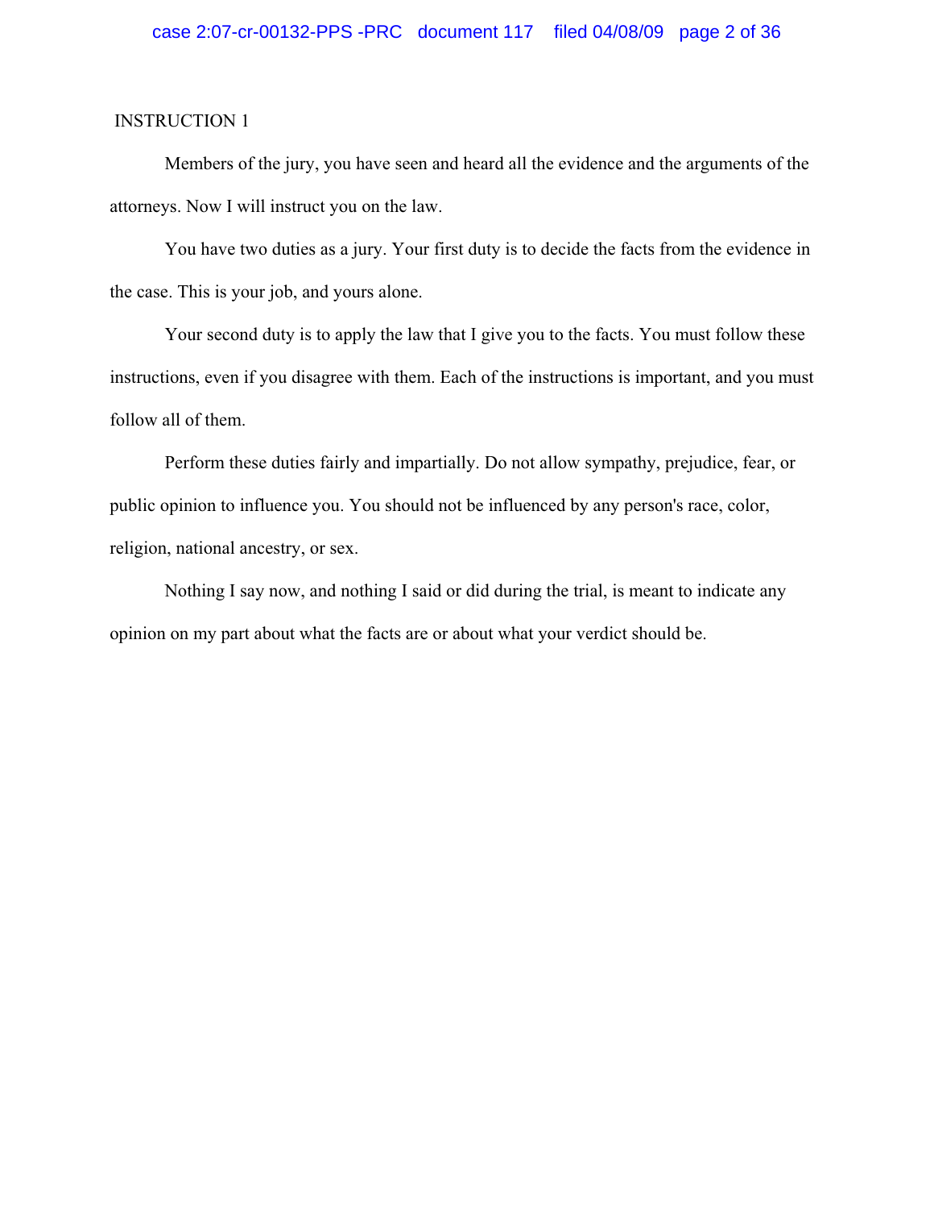INSTRUCTION 1

Members of the jury, you have seen and heard all the evidence and the arguments of the attorneys. Now I will instruct you on the law.

You have two duties as a jury. Your first duty is to decide the facts from the evidence in the case. This is your job, and yours alone.

Your second duty is to apply the law that I give you to the facts. You must follow these instructions, even if you disagree with them. Each of the instructions is important, and you must follow all of them.

Perform these duties fairly and impartially. Do not allow sympathy, prejudice, fear, or public opinion to influence you. You should not be influenced by any person's race, color, religion, national ancestry, or sex.

Nothing I say now, and nothing I said or did during the trial, is meant to indicate any opinion on my part about what the facts are or about what your verdict should be.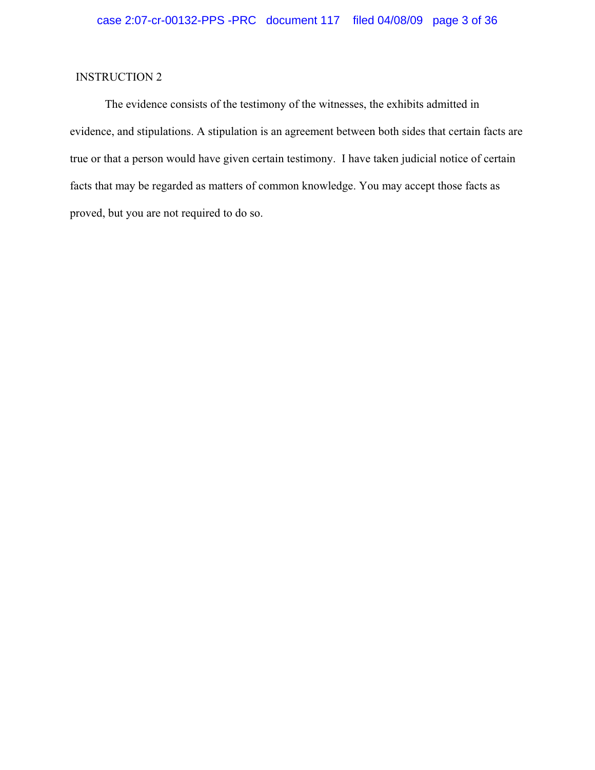INSTRUCTION 2

The evidence consists of the testimony of the witnesses, the exhibits admitted in evidence, and stipulations. A stipulation is an agreement between both sides that certain facts are true or that a person would have given certain testimony. I have taken judicial notice of certain facts that may be regarded as matters of common knowledge. You may accept those facts as proved, but you are not required to do so.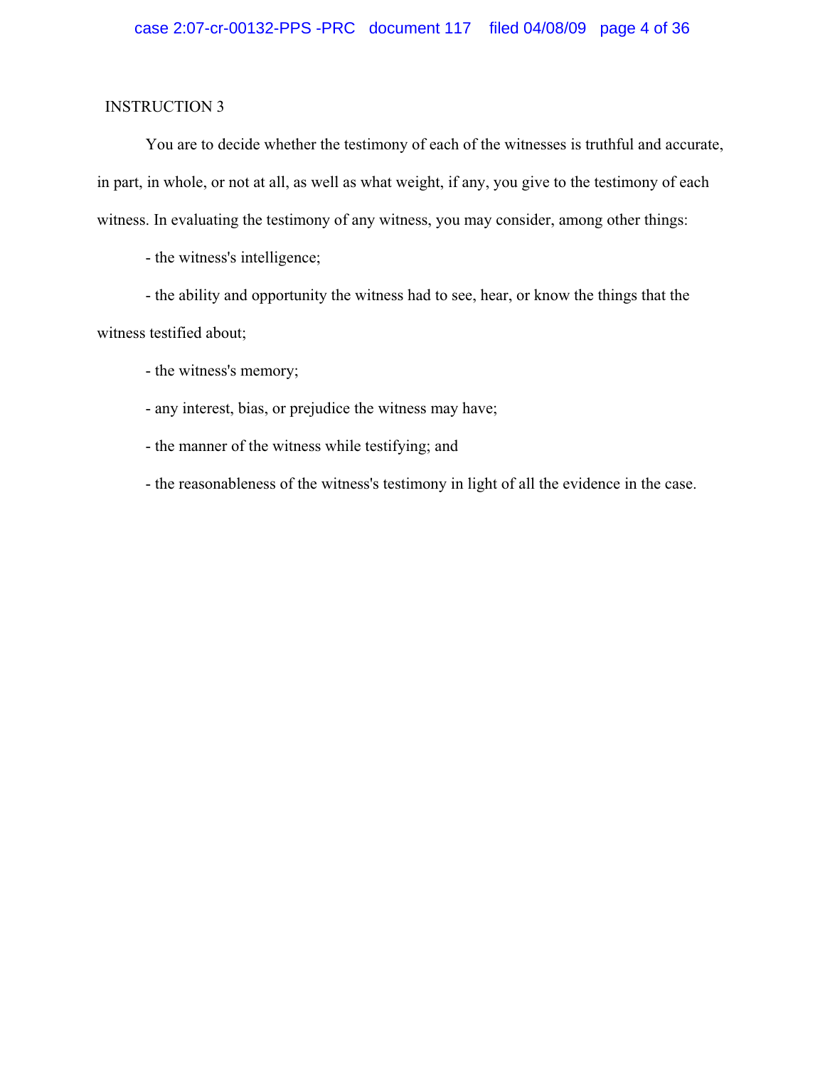INSTRUCTION 3

You are to decide whether the testimony of each of the witnesses is truthful and accurate, in part, in whole, or not at all, as well as what weight, if any, you give to the testimony of each witness. In evaluating the testimony of any witness, you may consider, among other things:

- the witness's intelligence;
- the ability and opportunity the witness had to see, hear, or know the things that the witness testified about;
- the witness's memory;
- any interest, bias, or prejudice the witness may have;
- the manner of the witness while testifying; and
- the reasonableness of the witness's testimony in light of all the evidence in the case.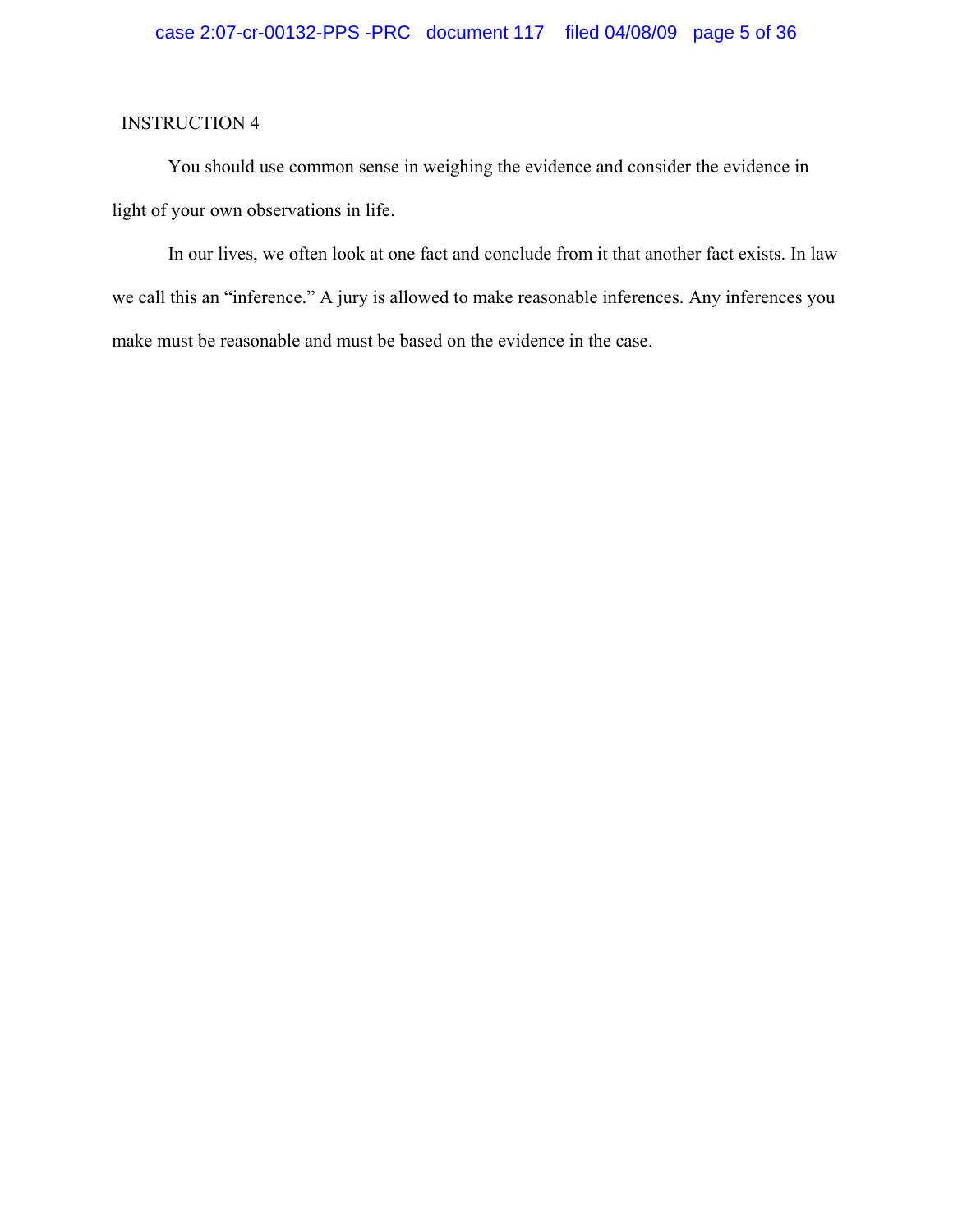INSTRUCTION 4

You should use common sense in weighing the evidence and consider the evidence in light of your own observations in life.

In our lives, we often look at one fact and conclude from it that another fact exists. In law we call this an "inference." A jury is allowed to make reasonable inferences. Any inferences you make must be reasonable and must be based on the evidence in the case.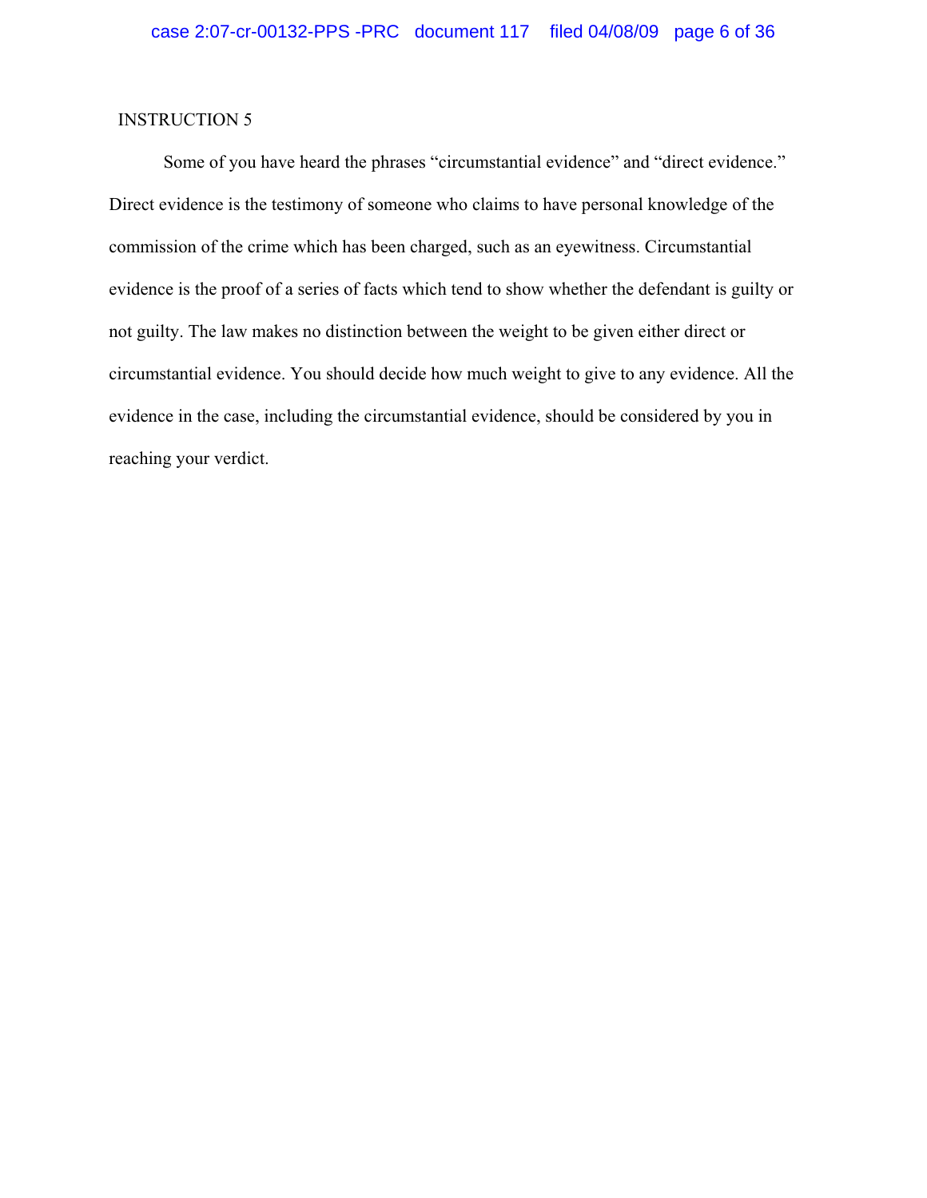INSTRUCTION 5

Some of you have heard the phrases "circumstantial evidence" and "direct evidence." Direct evidence is the testimony of someone who claims to have personal knowledge of the commission of the crime which has been charged, such as an eyewitness. Circumstantial evidence is the proof of a series of facts which tend to show whether the defendant is guilty or not guilty. The law makes no distinction between the weight to be given either direct or circumstantial evidence. You should decide how much weight to give to any evidence. All the evidence in the case, including the circumstantial evidence, should be considered by you in reaching your verdict.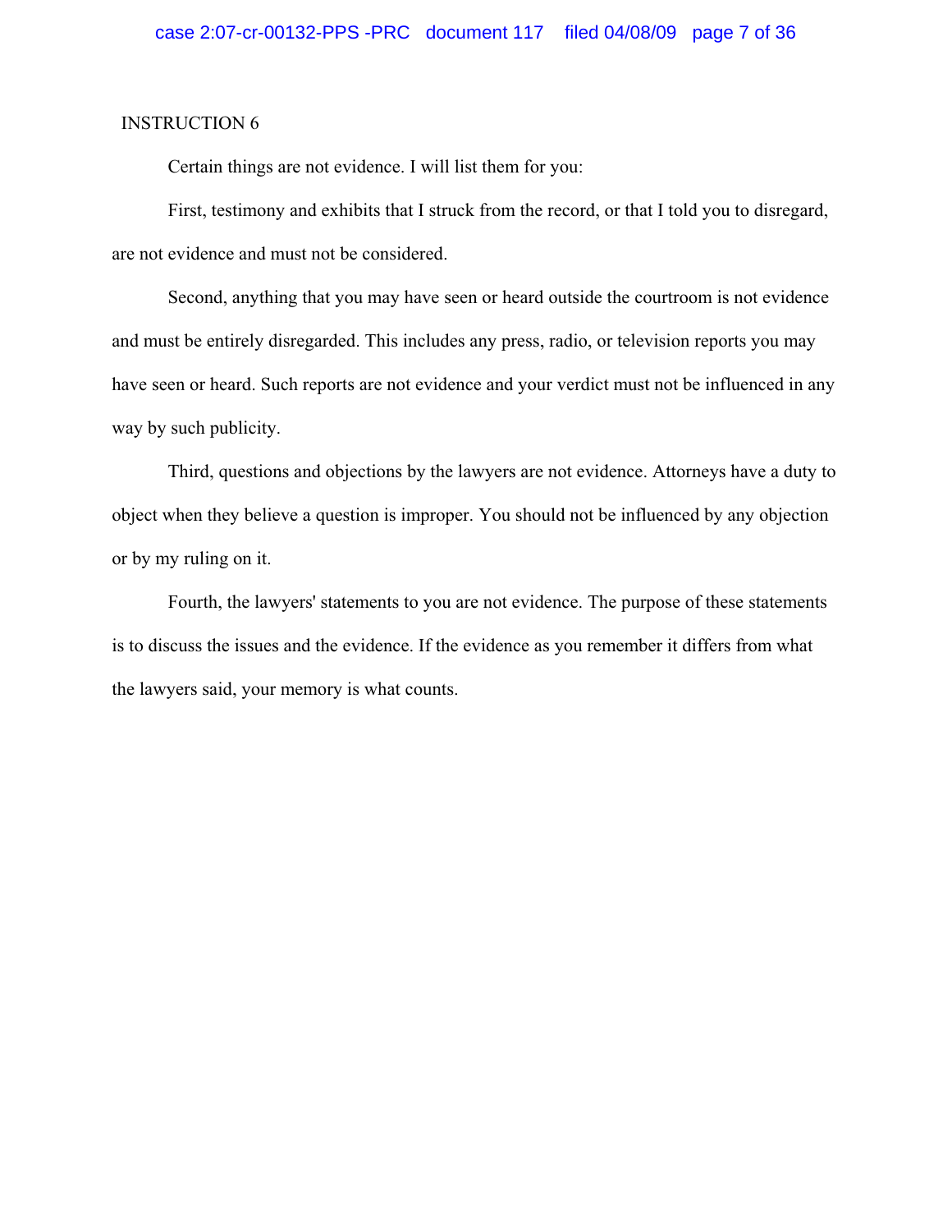INSTRUCTION 6

Certain things are not evidence. I will list them for you:

First, testimony and exhibits that I struck from the record, or that I told you to disregard, are not evidence and must not be considered.

Second, anything that you may have seen or heard outside the courtroom is not evidence and must be entirely disregarded. This includes any press, radio, or television reports you may have seen or heard. Such reports are not evidence and your verdict must not be influenced in any way by such publicity.

Third, questions and objections by the lawyers are not evidence. Attorneys have a duty to object when they believe a question is improper. You should not be influenced by any objection or by my ruling on it.

Fourth, the lawyers' statements to you are not evidence. The purpose of these statements is to discuss the issues and the evidence. If the evidence as you remember it differs from what the lawyers said, your memory is what counts.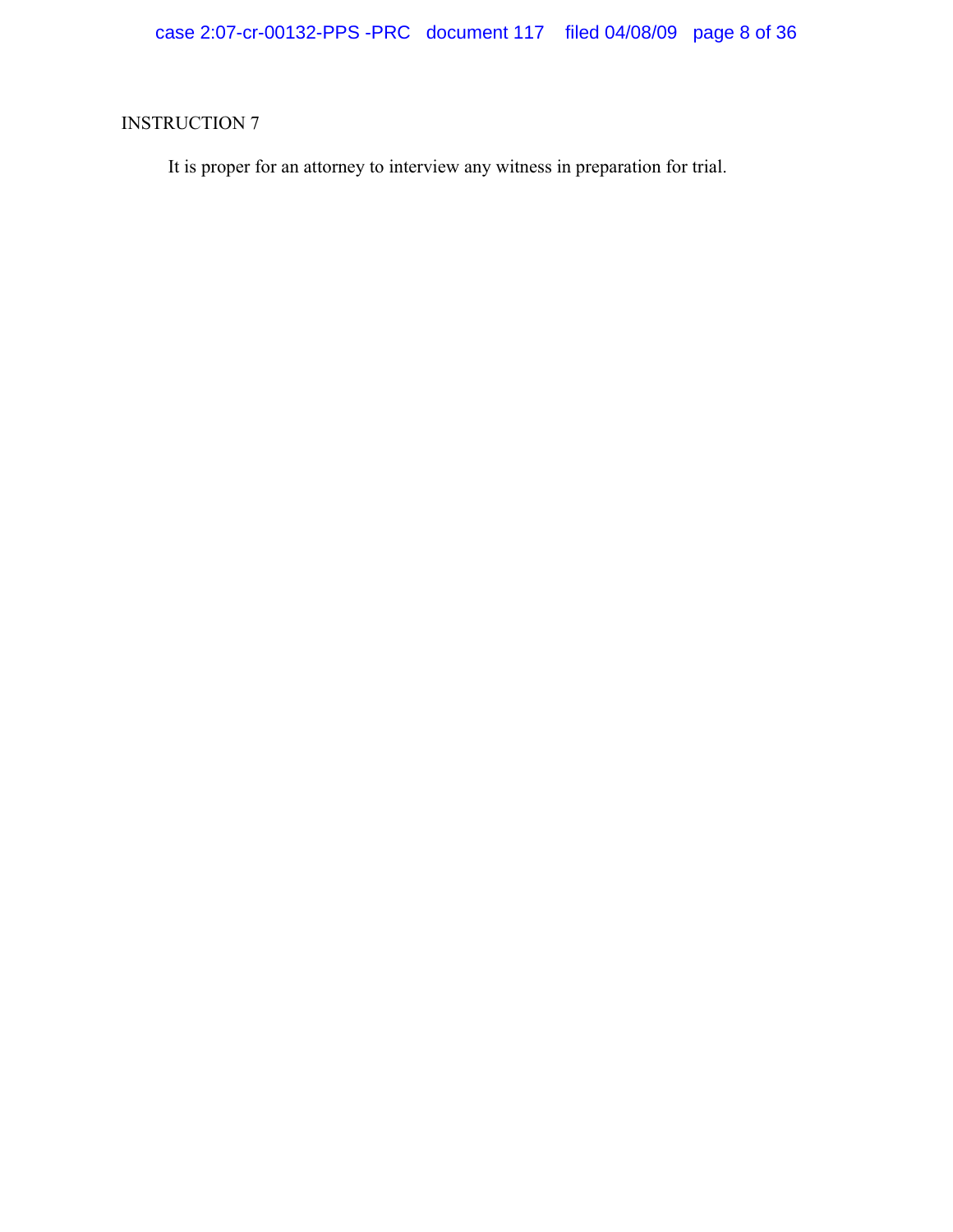INSTRUCTION 7

It is proper for an attorney to interview any witness in preparation for trial.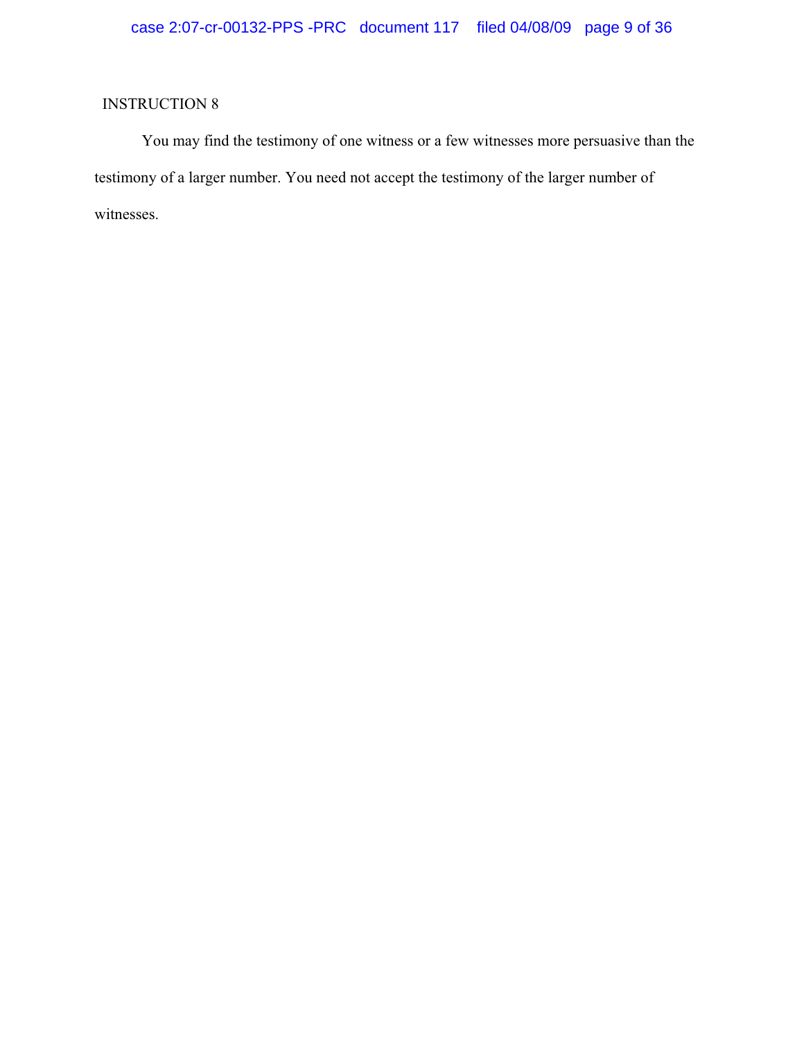INSTRUCTION 8

You may find the testimony of one witness or a few witnesses more persuasive than the testimony of a larger number. You need not accept the testimony of the larger number of witnesses.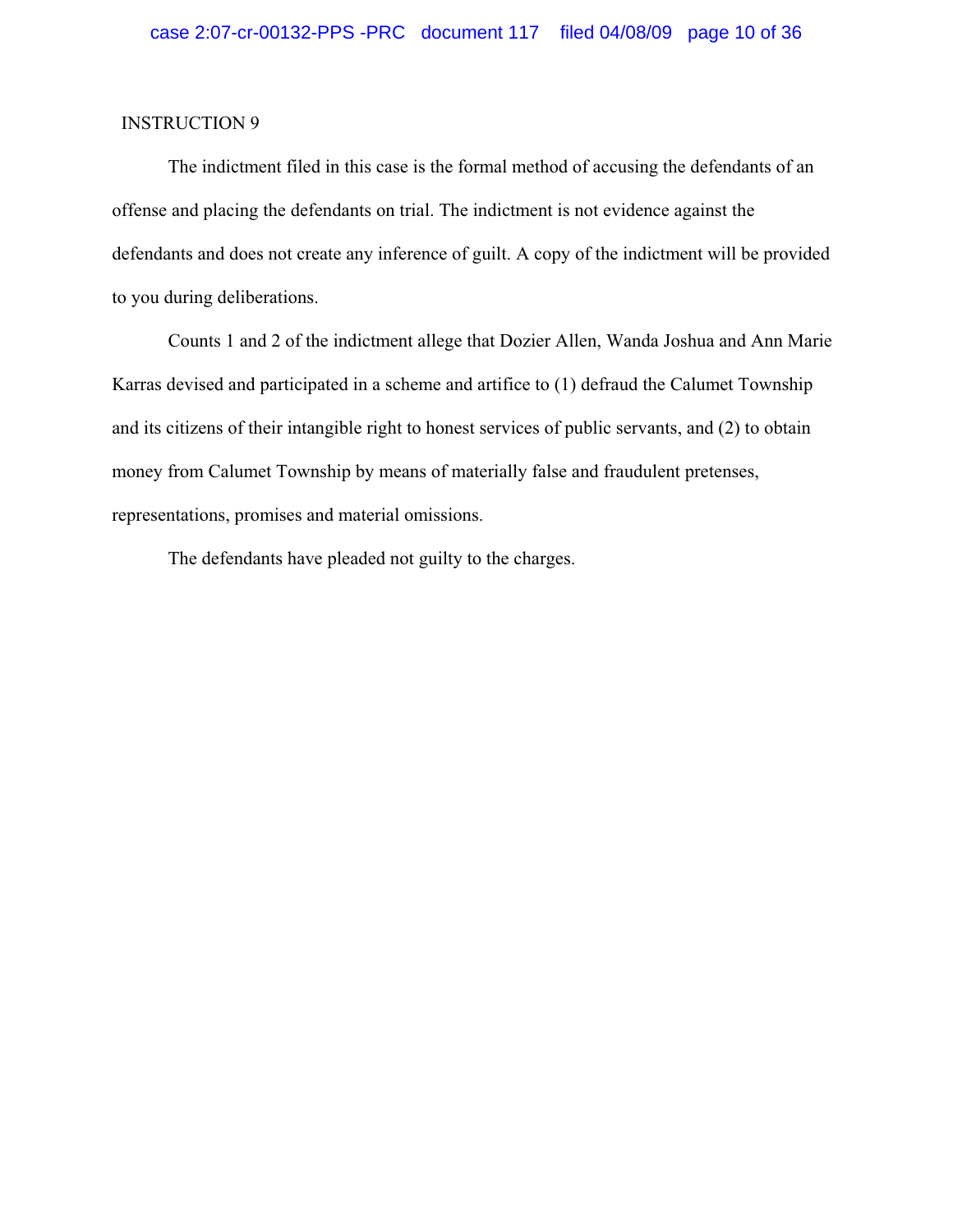INSTRUCTION 9

The indictment filed in this case is the formal method of accusing the defendants of an offense and placing the defendants on trial. The indictment is not evidence against the defendants and does not create any inference of guilt. A copy of the indictment will be provided to you during deliberations.

Counts 1 and 2 of the indictment allege that Dozier Allen, Wanda Joshua and Ann Marie Karras devised and participated in a scheme and artifice to (1) defraud the Calumet Township and its citizens of their intangible right to honest services of public servants, and (2) to obtain money from Calumet Township by means of materially false and fraudulent pretenses, representations, promises and material omissions.

The defendants have pleaded not guilty to the charges.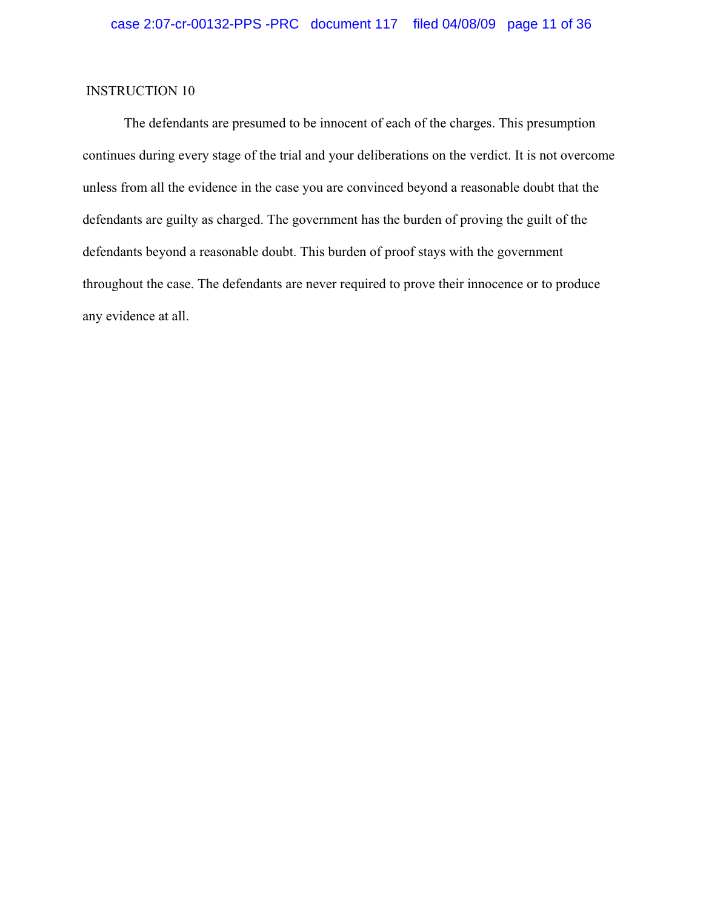## INSTRUCTION 10

The defendants are presumed to be innocent of each of the charges. This presumption continues during every stage of the trial and your deliberations on the verdict. It is not overcome unless from all the evidence in the case you are convinced beyond a reasonable doubt that the defendants are guilty as charged. The government has the burden of proving the guilt of the defendants beyond a reasonable doubt. This burden of proof stays with the government throughout the case. The defendants are never required to prove their innocence or to produce any evidence at all.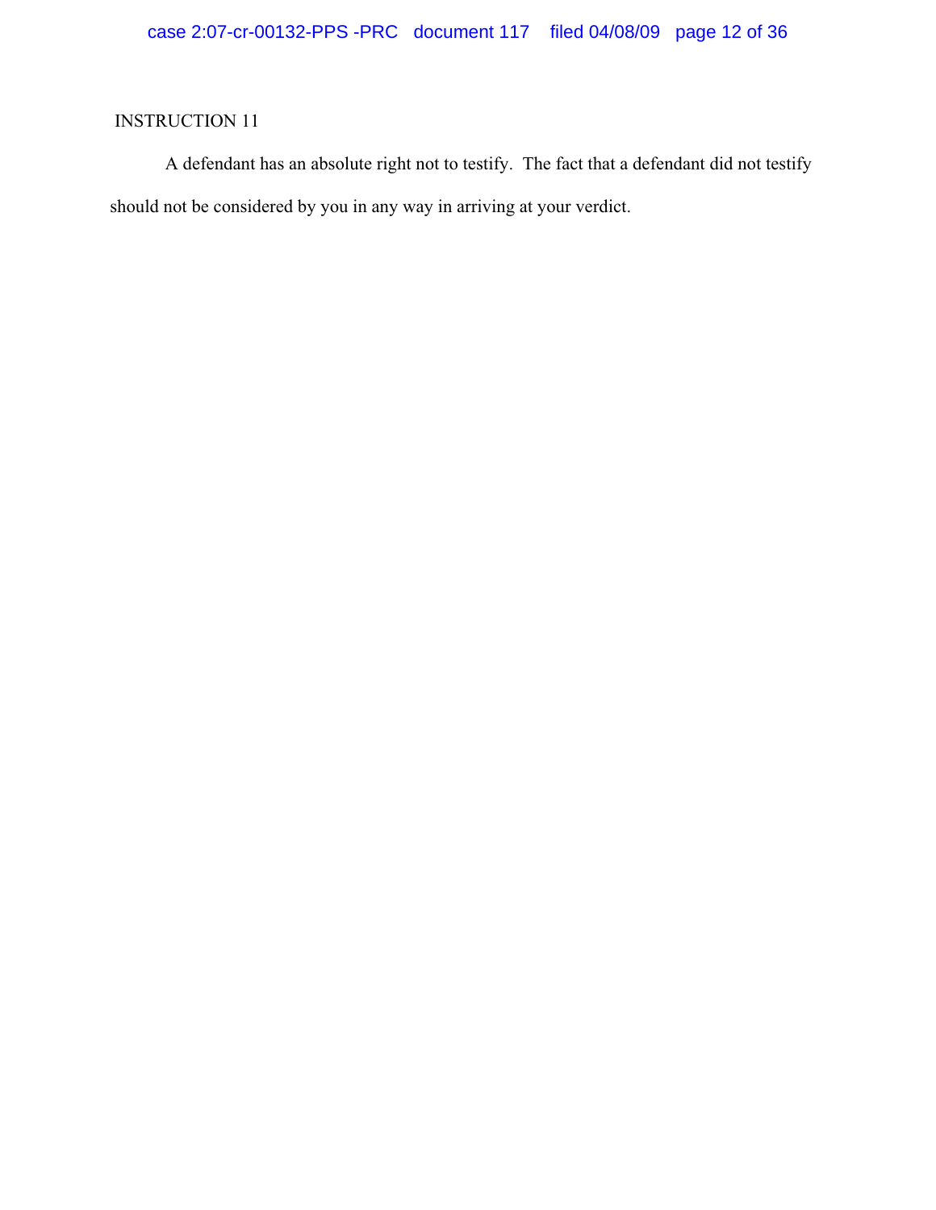INSTRUCTION 11

A defendant has an absolute right not to testify. The fact that a defendant did not testify should not be considered by you in any way in arriving at your verdict.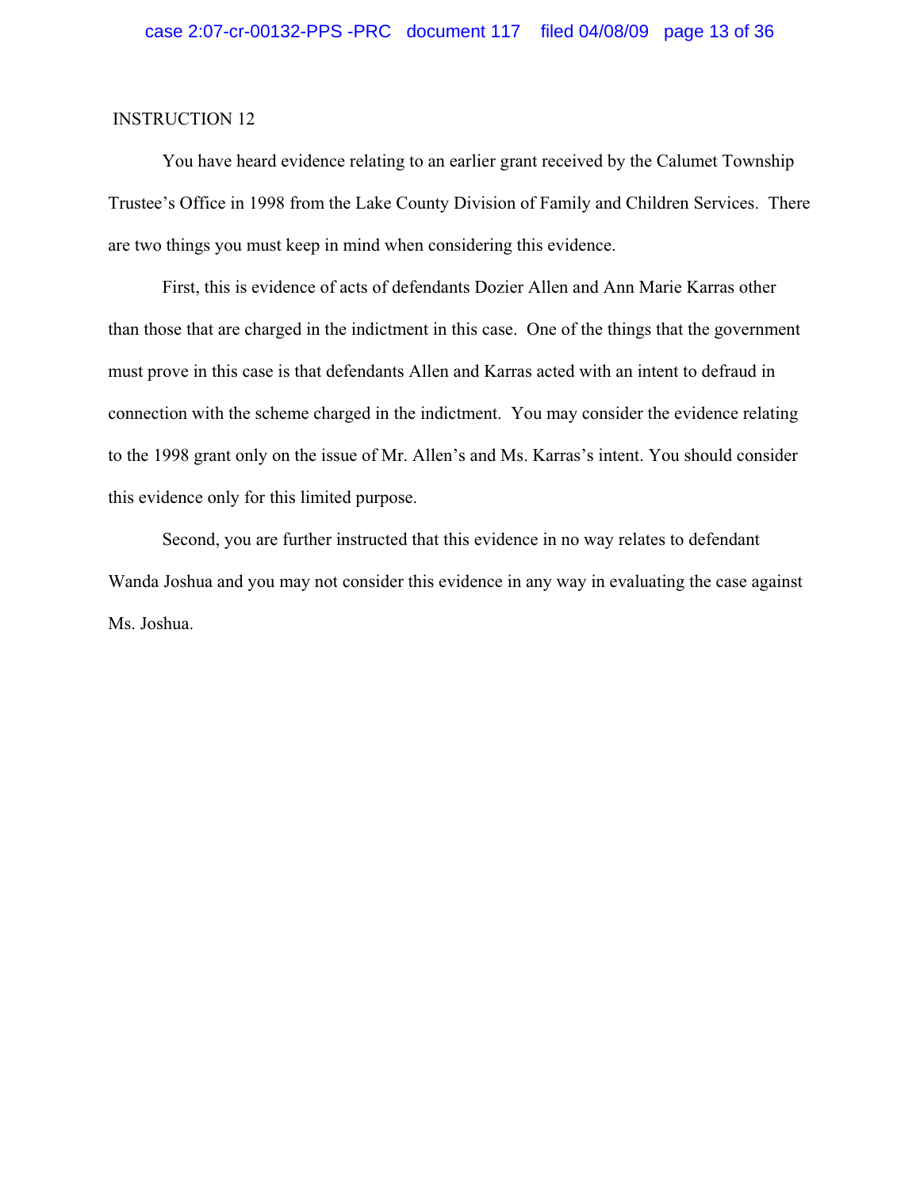INSTRUCTION 12

You have heard evidence relating to an earlier grant received by the Calumet Township Trustee's Office in 1998 from the Lake County Division of Family and Children Services. There are two things you must keep in mind when considering this evidence.

First, this is evidence of acts of defendants Dozier Allen and Ann Marie Karras other than those that are charged in the indictment in this case. One of the things that the government must prove in this case is that defendants Allen and Karras acted with an intent to defraud in connection with the scheme charged in the indictment. You may consider the evidence relating to the 1998 grant only on the issue of Mr. Allen's and Ms. Karras's intent. You should consider this evidence only for this limited purpose.

Second, you are further instructed that this evidence in no way relates to defendant Wanda Joshua and you may not consider this evidence in any way in evaluating the case against Ms. Joshua.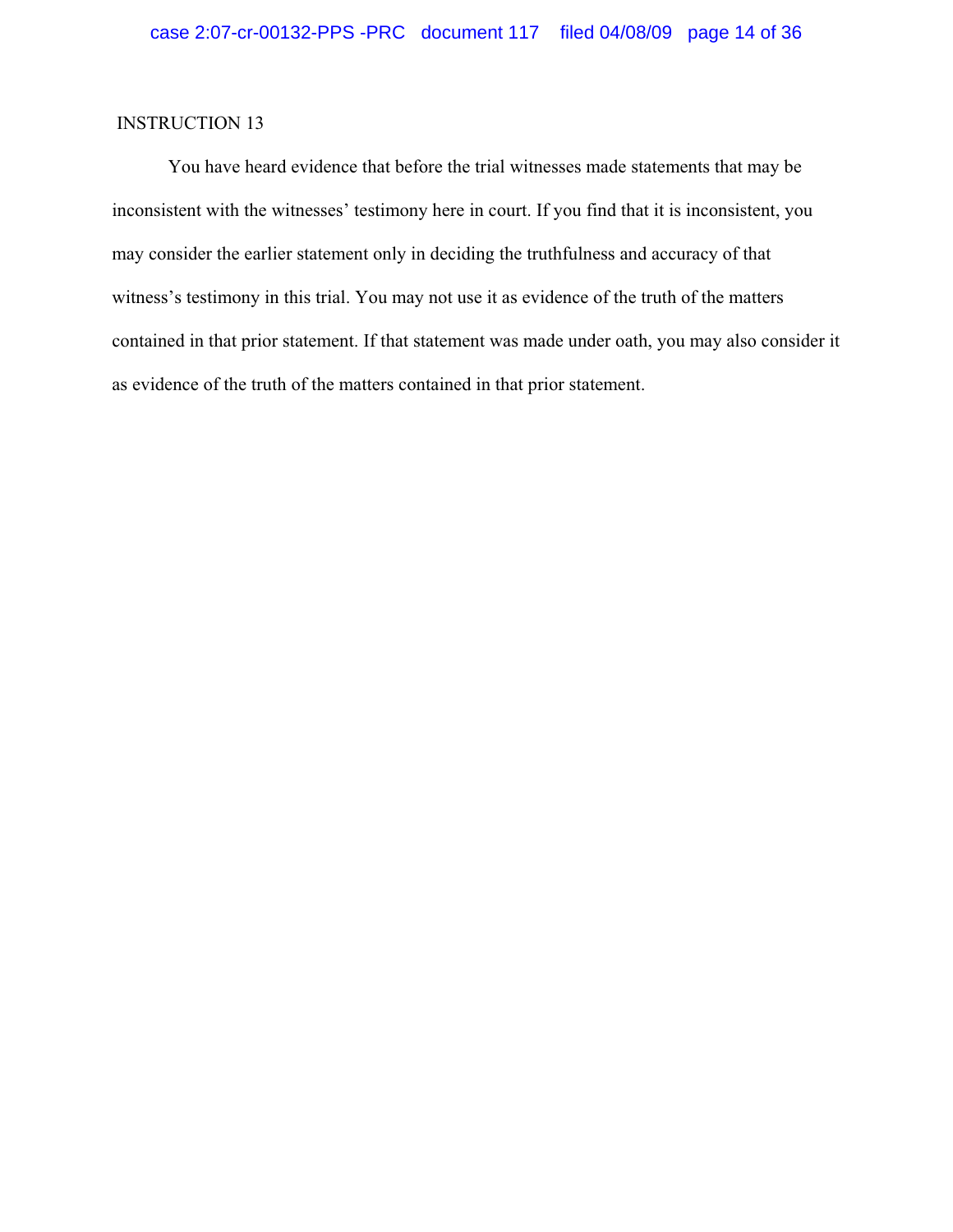INSTRUCTION 13

You have heard evidence that before the trial witnesses made statements that may be inconsistent with the witnesses' testimony here in court. If you find that it is inconsistent, you may consider the earlier statement only in deciding the truthfulness and accuracy of that witness's testimony in this trial. You may not use it as evidence of the truth of the matters contained in that prior statement. If that statement was made under oath, you may also consider it as evidence of the truth of the matters contained in that prior statement.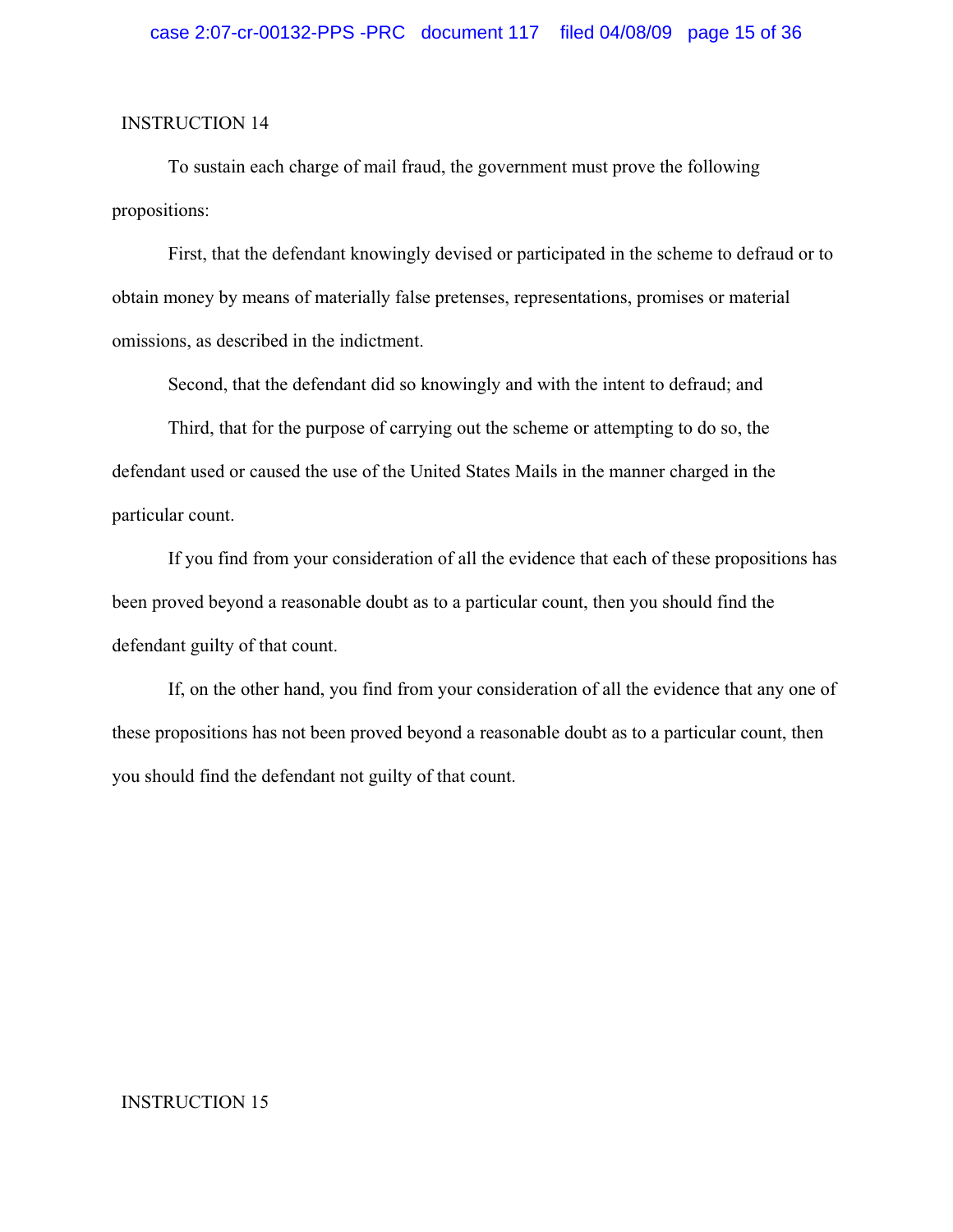INSTRUCTION 14

To sustain each charge of mail fraud, the government must prove the following propositions:

First, that the defendant knowingly devised or participated in the scheme to defraud or to obtain money by means of materially false pretenses, representations, promises or material omissions, as described in the indictment.

Second, that the defendant did so knowingly and with the intent to defraud; and

Third, that for the purpose of carrying out the scheme or attempting to do so, the defendant used or caused the use of the United States Mails in the manner charged in the particular count.

If you find from your consideration of all the evidence that each of these propositions has been proved beyond a reasonable doubt as to a particular count, then you should find the defendant guilty of that count.

If, on the other hand, you find from your consideration of all the evidence that any one of these propositions has not been proved beyond a reasonable doubt as to a particular count, then you should find the defendant not guilty of that count.

INSTRUCTION 15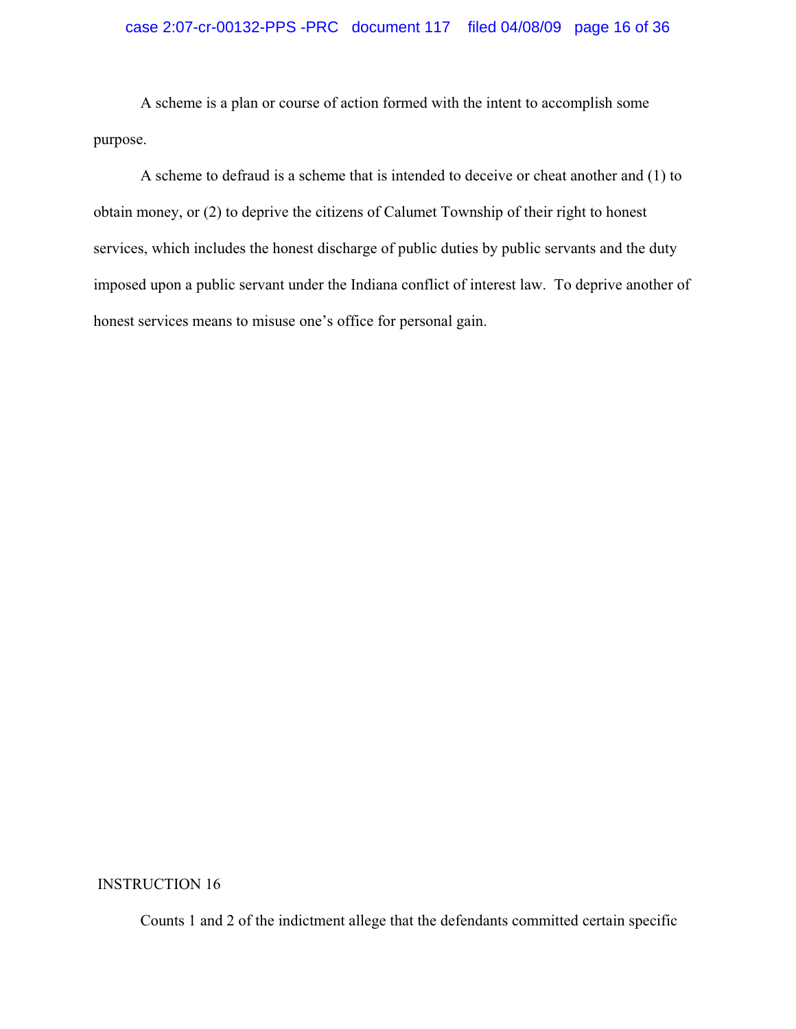A scheme is a plan or course of action formed with the intent to accomplish some purpose.

A scheme to defraud is a scheme that is intended to deceive or cheat another and (1) to obtain money, or (2) to deprive the citizens of Calumet Township of their right to honest services, which includes the honest discharge of public duties by public servants and the duty imposed upon a public servant under the Indiana conflict of interest law. To deprive another of honest services means to misuse one's office for personal gain.

INSTRUCTION 16

Counts 1 and 2 of the indictment allege that the defendants committed certain specific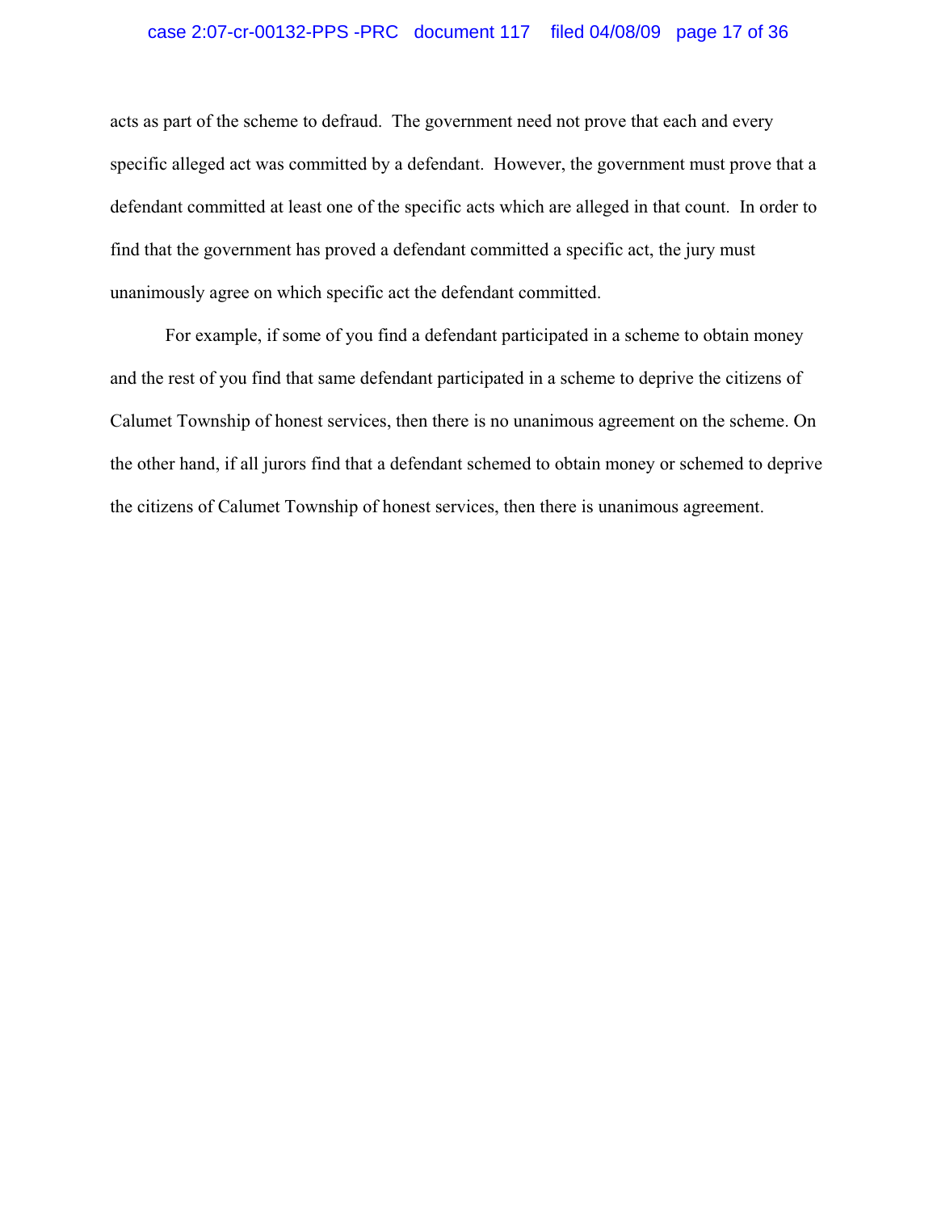acts as part of the scheme to defraud. The government need not prove that each and every specific alleged act was committed by a defendant. However, the government must prove that a defendant committed at least one of the specific acts which are alleged in that count. In order to find that the government has proved a defendant committed a specific act, the jury must unanimously agree on which specific act the defendant committed.

For example, if some of you find a defendant participated in a scheme to obtain money and the rest of you find that same defendant participated in a scheme to deprive the citizens of Calumet Township of honest services, then there is no unanimous agreement on the scheme. On the other hand, if all jurors find that a defendant schemed to obtain money or schemed to deprive the citizens of Calumet Township of honest services, then there is unanimous agreement.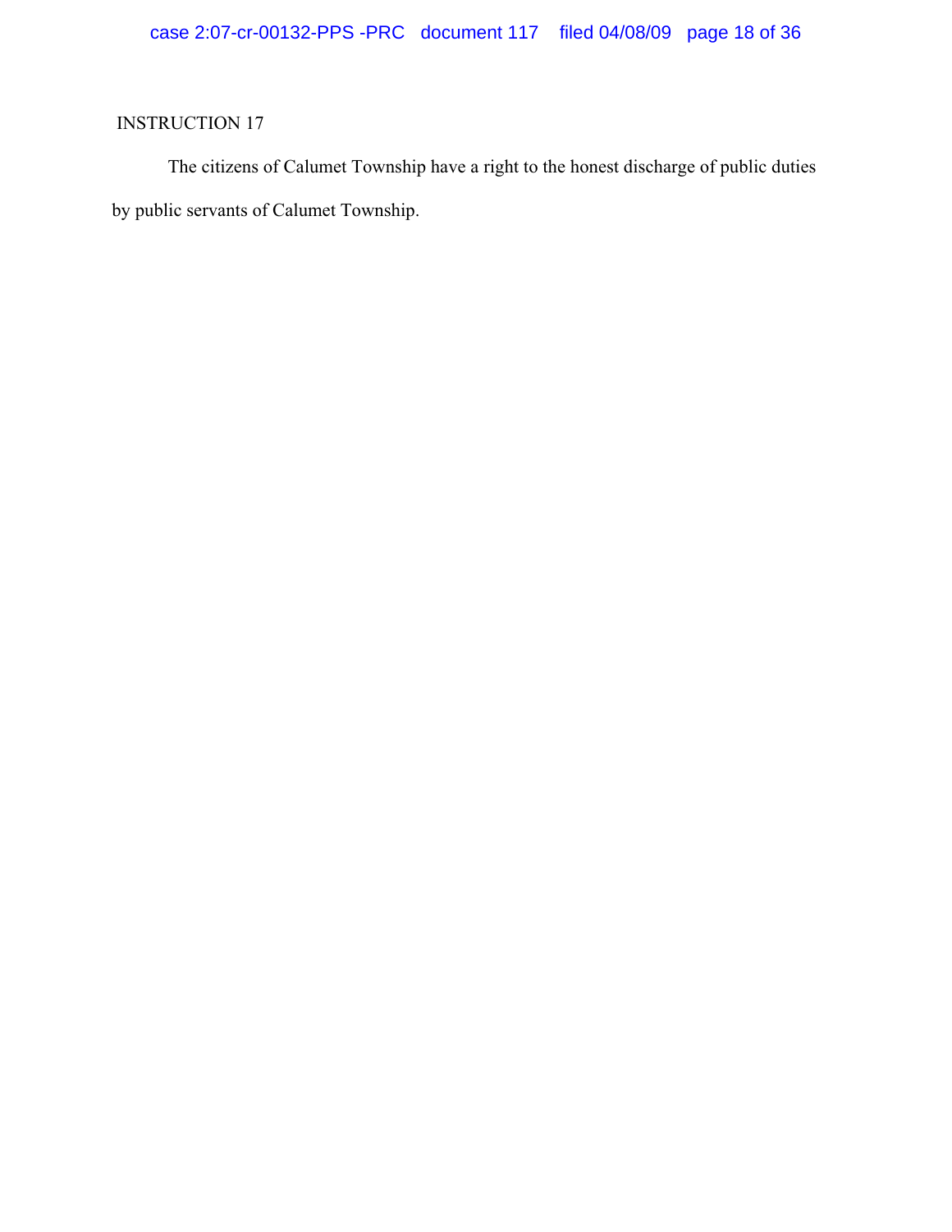INSTRUCTION 17

The citizens of Calumet Township have a right to the honest discharge of public duties by public servants of Calumet Township.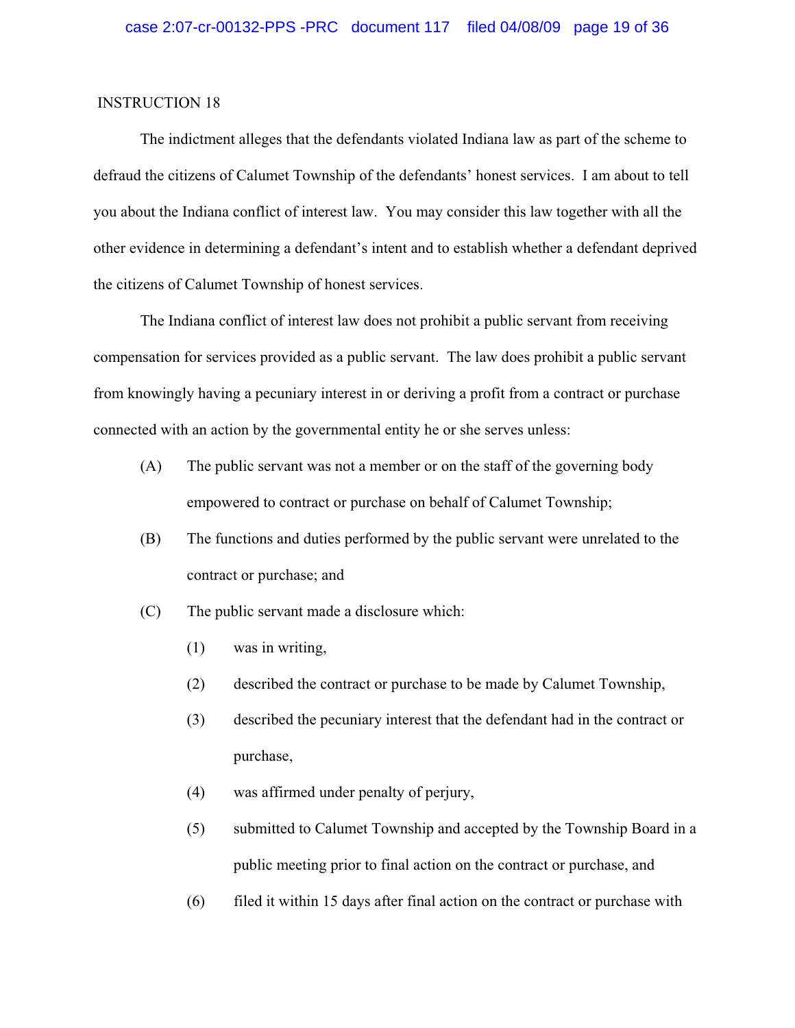INSTRUCTION 18

The indictment alleges that the defendants violated Indiana law as part of the scheme to defraud the citizens of Calumet Township of the defendants' honest services. I am about to tell you about the Indiana conflict of interest law. You may consider this law together with all the other evidence in determining a defendant's intent and to establish whether a defendant deprived the citizens of Calumet Township of honest services.

The Indiana conflict of interest law does not prohibit a public servant from receiving compensation for services provided as a public servant. The law does prohibit a public servant from knowingly having a pecuniary interest in or deriving a profit from a contract or purchase connected with an action by the governmental entity he or she serves unless:

(A) The public servant was not a member or on the staff of the governing body empowered to contract or purchase on behalf of Calumet Township;

(B) The functions and duties performed by the public servant were unrelated to the contract or purchase; and

(C) The public servant made a disclosure which:

(1) was in writing,

(2) described the contract or purchase to be made by Calumet Township,

(3) described the pecuniary interest that the defendant had in the contract or purchase,

(4) was affirmed under penalty of perjury,

(5) submitted to Calumet Township and accepted by the Township Board in a public meeting prior to final action on the contract or purchase, and

(6) filed it within 15 days after final action on the contract or purchase with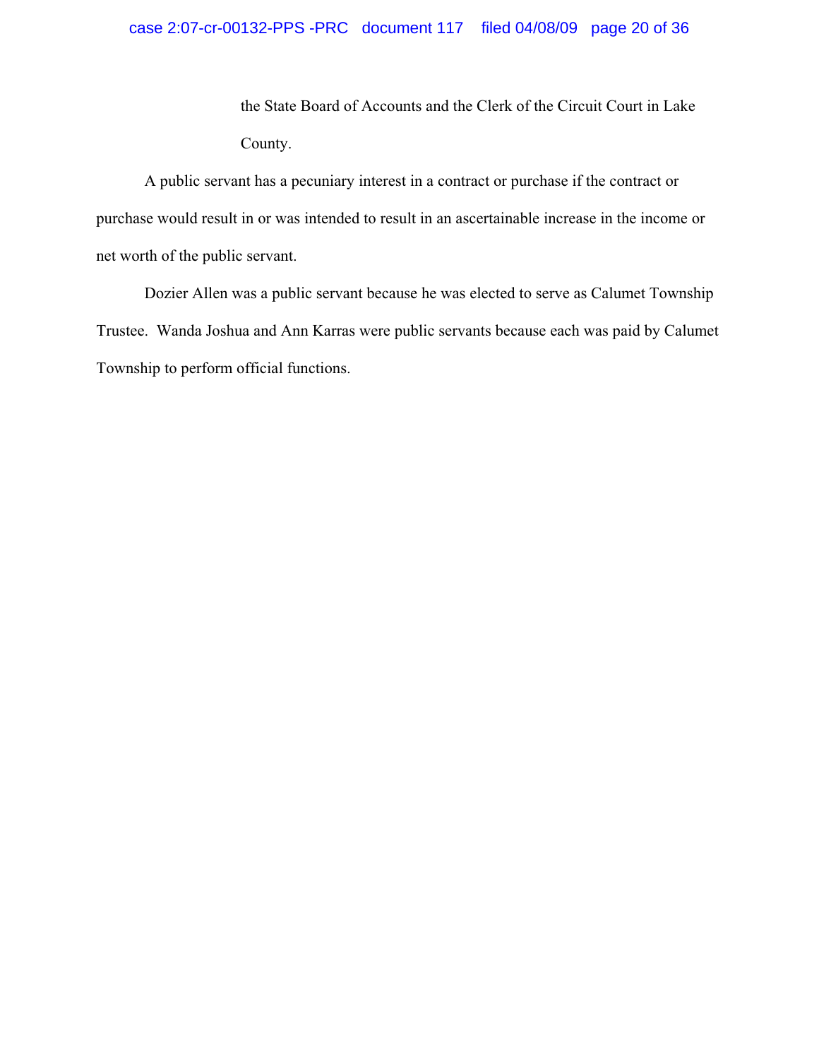the State Board of Accounts and the Clerk of the Circuit Court in Lake County.

A public servant has a pecuniary interest in a contract or purchase if the contract or purchase would result in or was intended to result in an ascertainable increase in the income or net worth of the public servant.

Dozier Allen was a public servant because he was elected to serve as Calumet Township Trustee. Wanda Joshua and Ann Karras were public servants because each was paid by Calumet Township to perform official functions.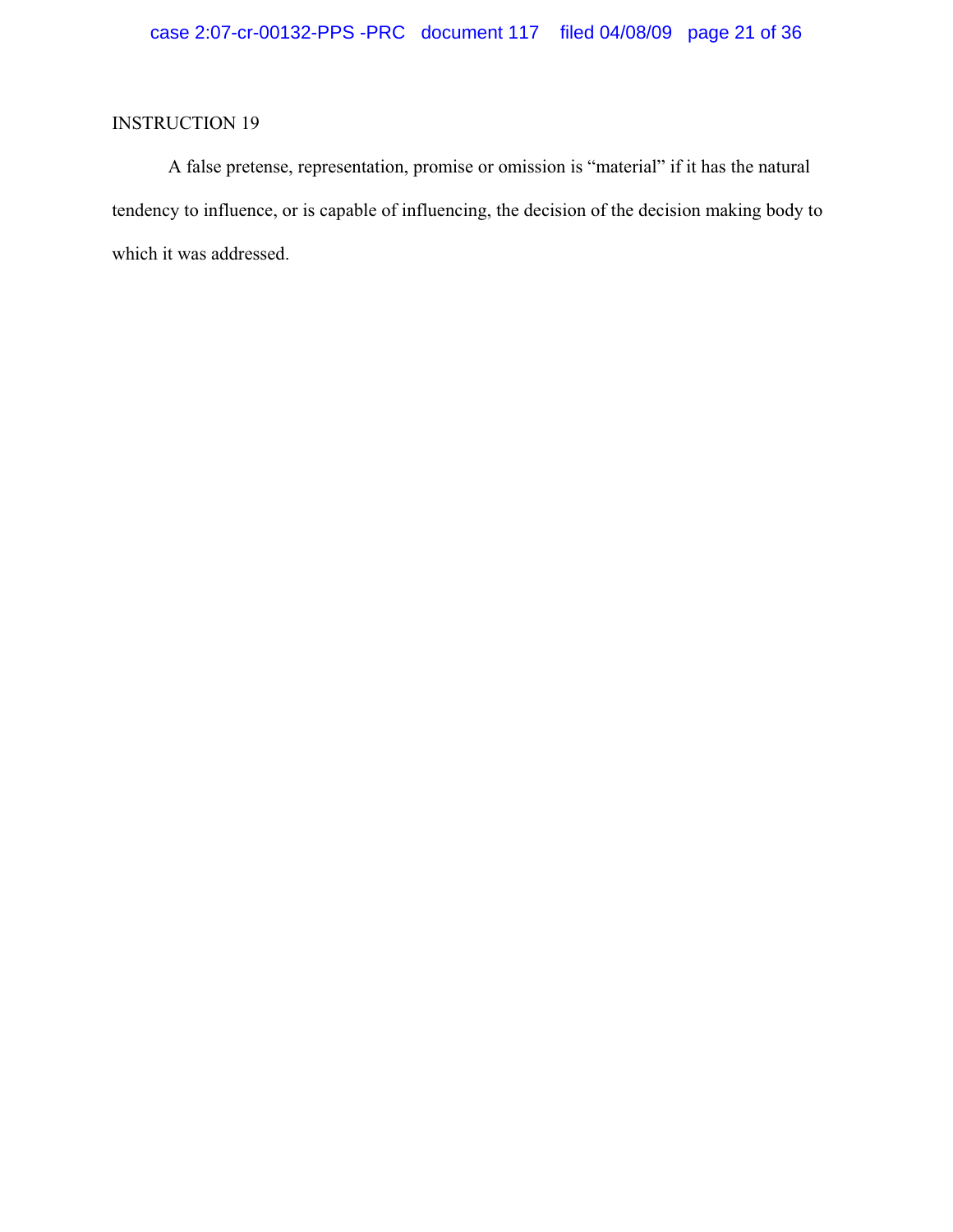INSTRUCTION 19

A false pretense, representation, promise or omission is "material" if it has the natural tendency to influence, or is capable of influencing, the decision of the decision making body to which it was addressed.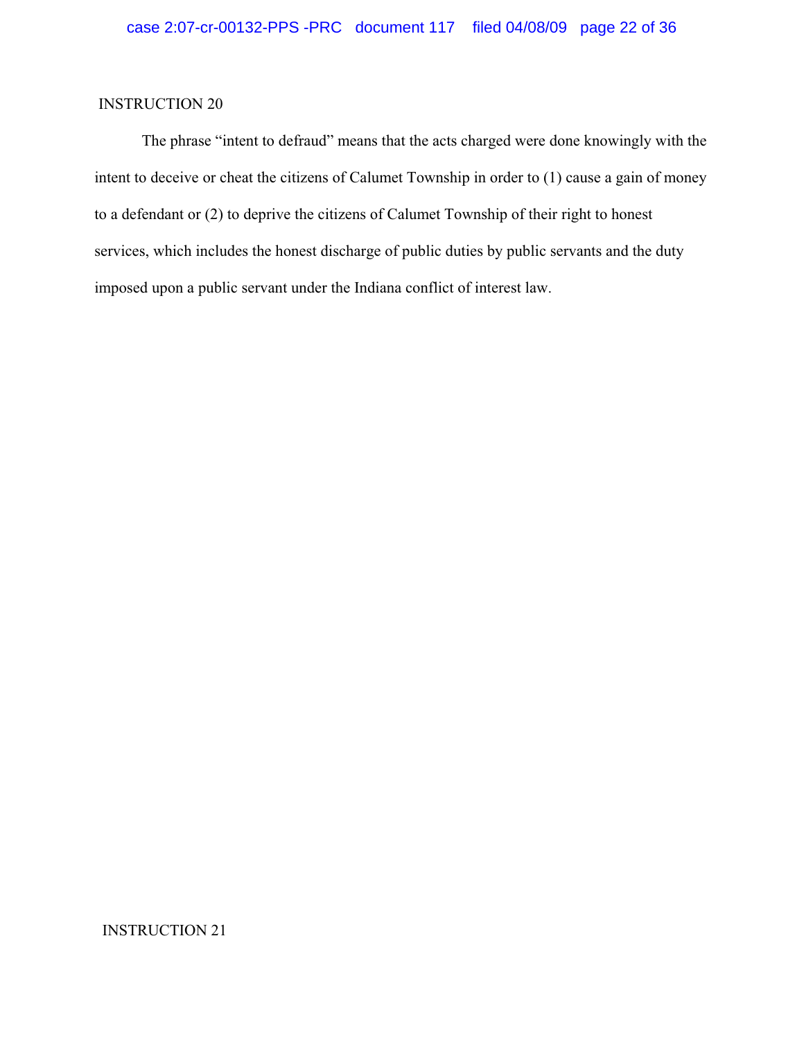INSTRUCTION 20

The phrase "intent to defraud" means that the acts charged were done knowingly with the intent to deceive or cheat the citizens of Calumet Township in order to (1) cause a gain of money to a defendant or (2) to deprive the citizens of Calumet Township of their right to honest services, which includes the honest discharge of public duties by public servants and the duty imposed upon a public servant under the Indiana conflict of interest law.

INSTRUCTION 21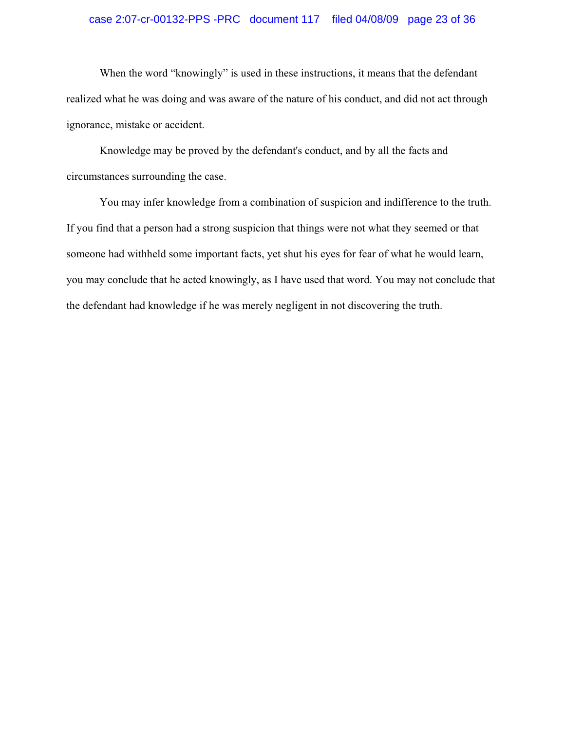When the word “knowingly” is used in these instructions, it means that the defendant realized what he was doing and was aware of the nature of his conduct, and did not act through ignorance, mistake or accident.

Knowledge may be proved by the defendant's conduct, and by all the facts and circumstances surrounding the case.

You may infer knowledge from a combination of suspicion and indifference to the truth. If you find that a person had a strong suspicion that things were not what they seemed or that someone had withheld some important facts, yet shut his eyes for fear of what he would learn, you may conclude that he acted knowingly, as I have used that word. You may not conclude that the defendant had knowledge if he was merely negligent in not discovering the truth.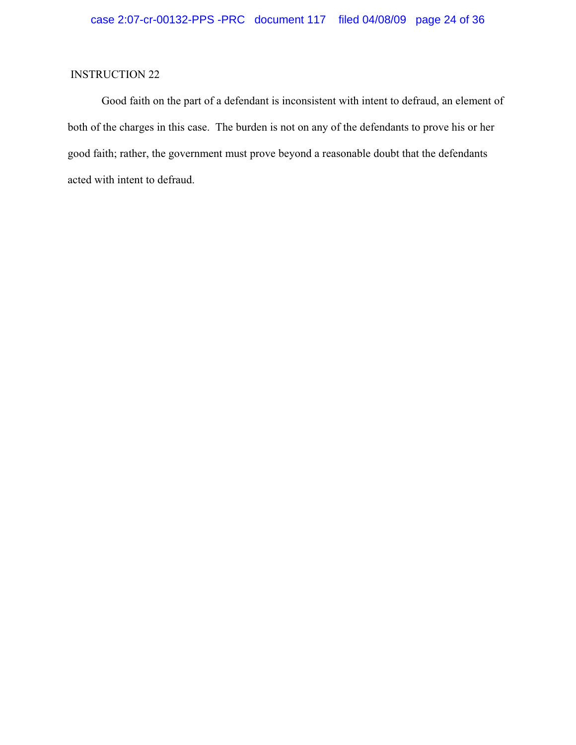INSTRUCTION 22

Good faith on the part of a defendant is inconsistent with intent to defraud, an element of both of the charges in this case. The burden is not on any of the defendants to prove his or her good faith; rather, the government must prove beyond a reasonable doubt that the defendants acted with intent to defraud.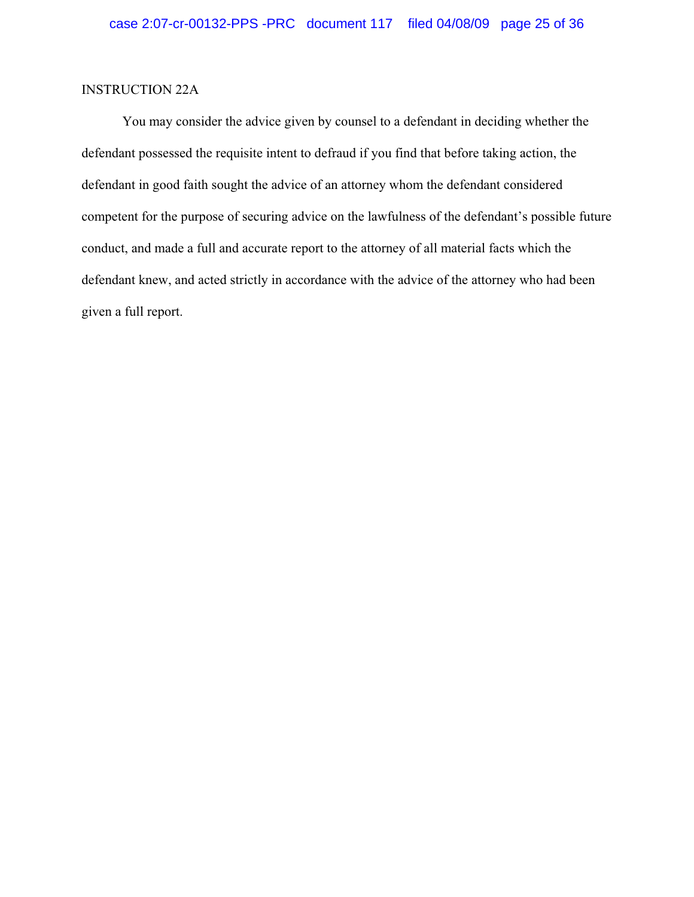INSTRUCTION 22A

You may consider the advice given by counsel to a defendant in deciding whether the defendant possessed the requisite intent to defraud if you find that before taking action, the defendant in good faith sought the advice of an attorney whom the defendant considered competent for the purpose of securing advice on the lawfulness of the defendant's possible future conduct, and made a full and accurate report to the attorney of all material facts which the defendant knew, and acted strictly in accordance with the advice of the attorney who had been given a full report.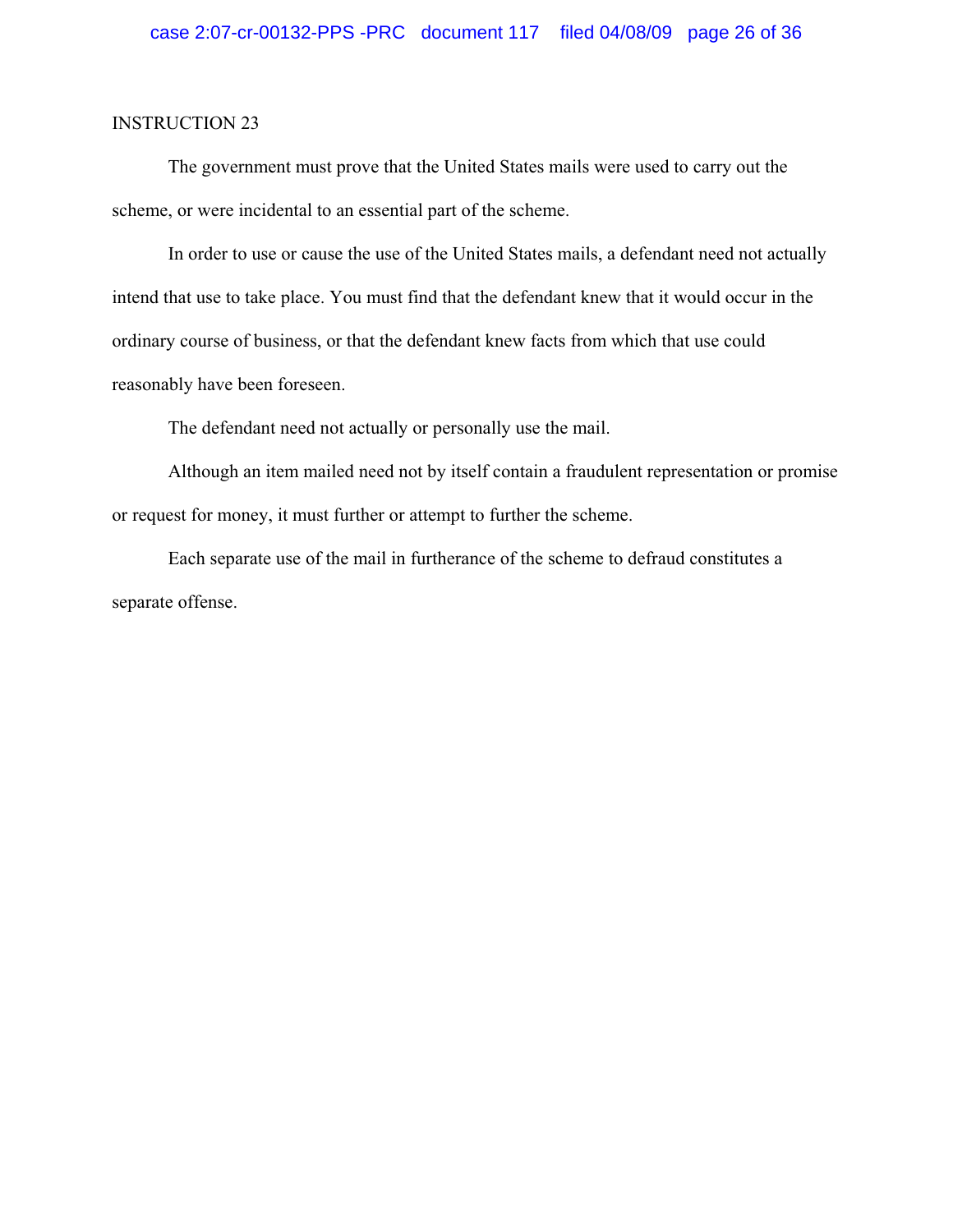INSTRUCTION 23

The government must prove that the United States mails were used to carry out the scheme, or were incidental to an essential part of the scheme.

In order to use or cause the use of the United States mails, a defendant need not actually intend that use to take place. You must find that the defendant knew that it would occur in the ordinary course of business, or that the defendant knew facts from which that use could reasonably have been foreseen.

The defendant need not actually or personally use the mail.

Although an item mailed need not by itself contain a fraudulent representation or promise or request for money, it must further or attempt to further the scheme.

Each separate use of the mail in furtherance of the scheme to defraud constitutes a separate offense.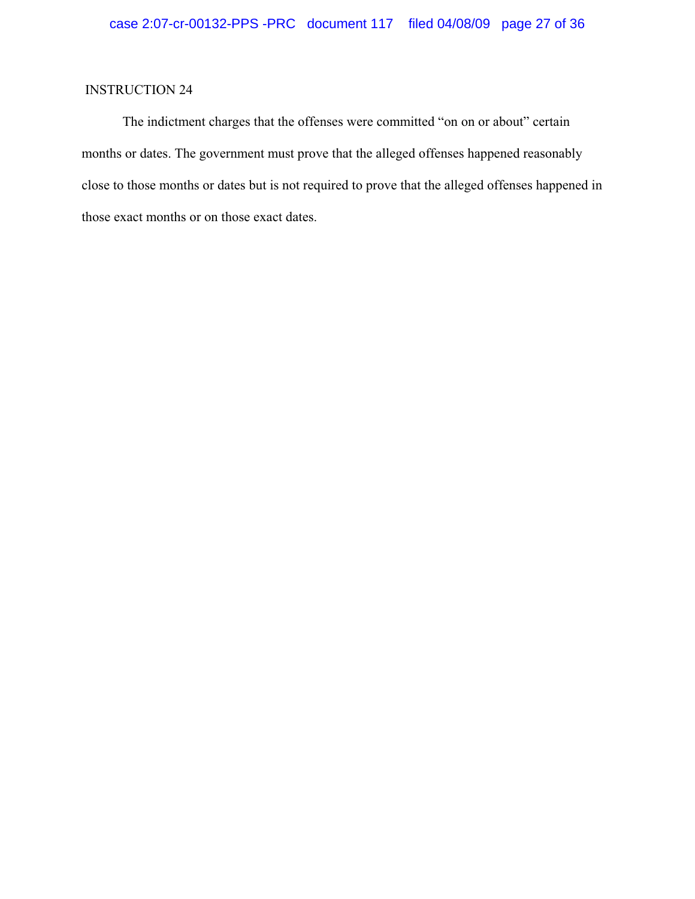INSTRUCTION 24

The indictment charges that the offenses were committed "on on or about" certain months or dates. The government must prove that the alleged offenses happened reasonably close to those months or dates but is not required to prove that the alleged offenses happened in those exact months or on those exact dates.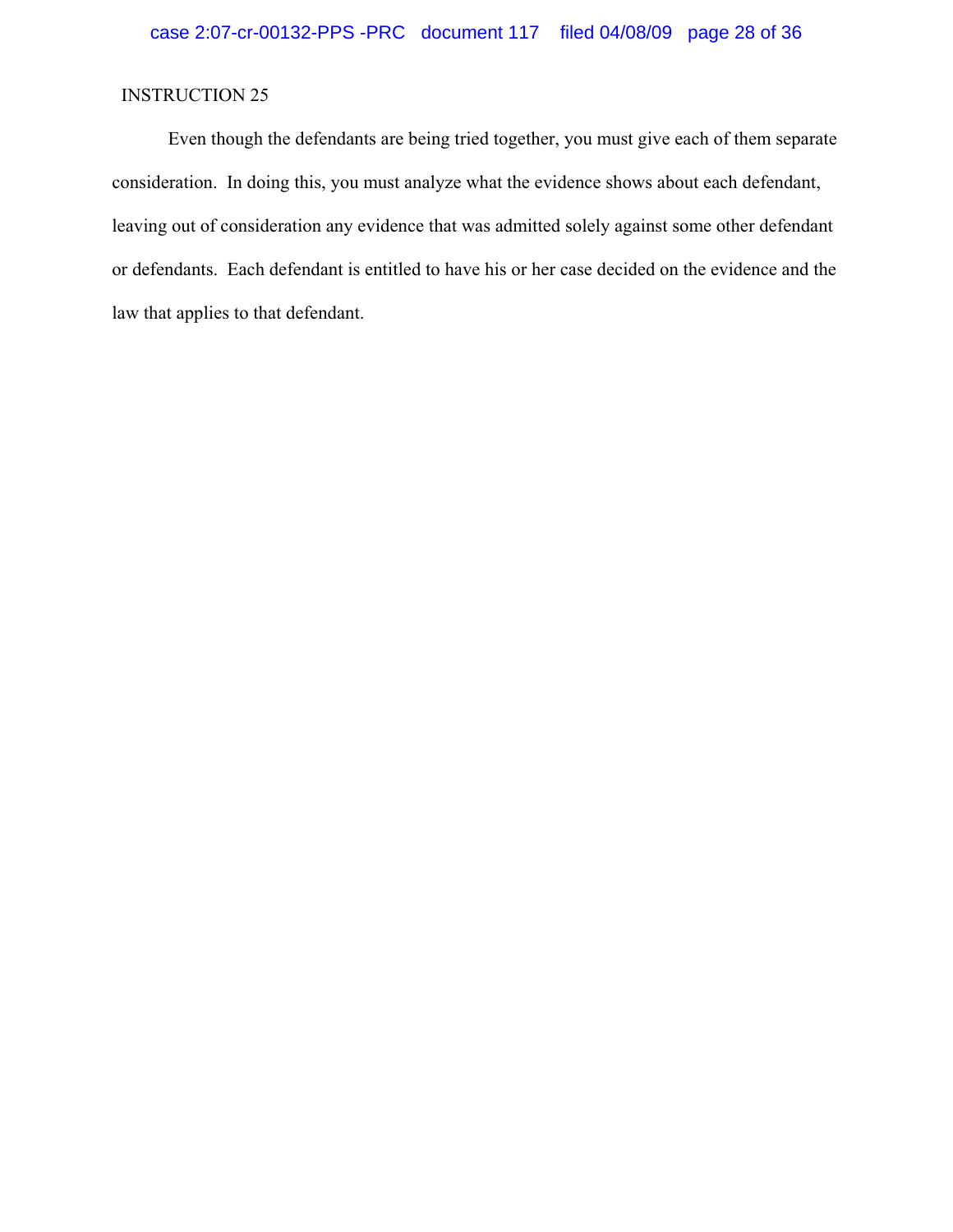INSTRUCTION 25

Even though the defendants are being tried together, you must give each of them separate consideration. In doing this, you must analyze what the evidence shows about each defendant, leaving out of consideration any evidence that was admitted solely against some other defendant or defendants. Each defendant is entitled to have his or her case decided on the evidence and the law that applies to that defendant.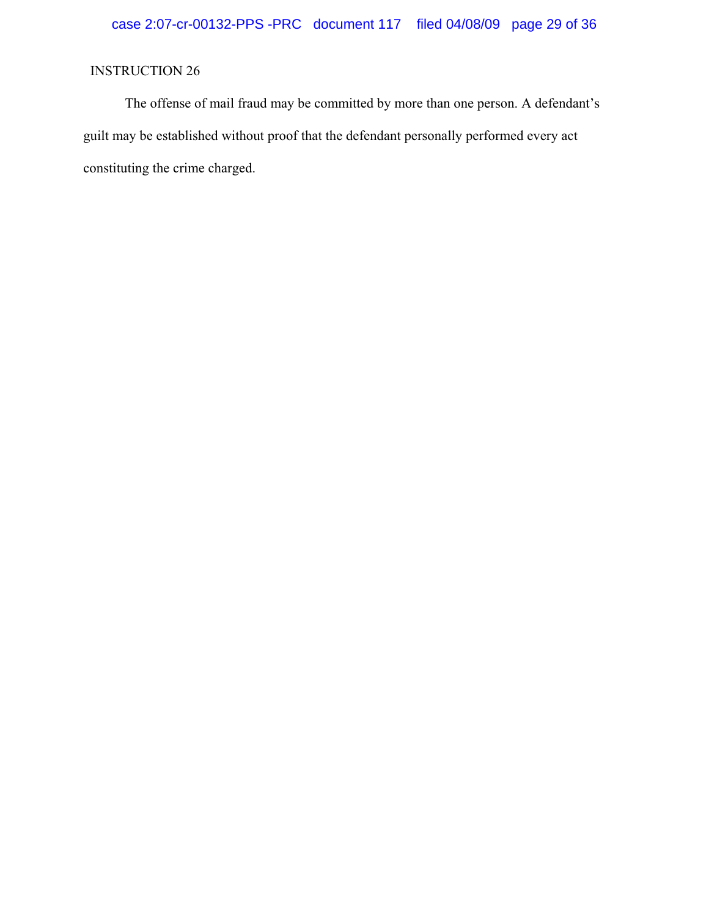INSTRUCTION 26

The offense of mail fraud may be committed by more than one person. A defendant's guilt may be established without proof that the defendant personally performed every act constituting the crime charged.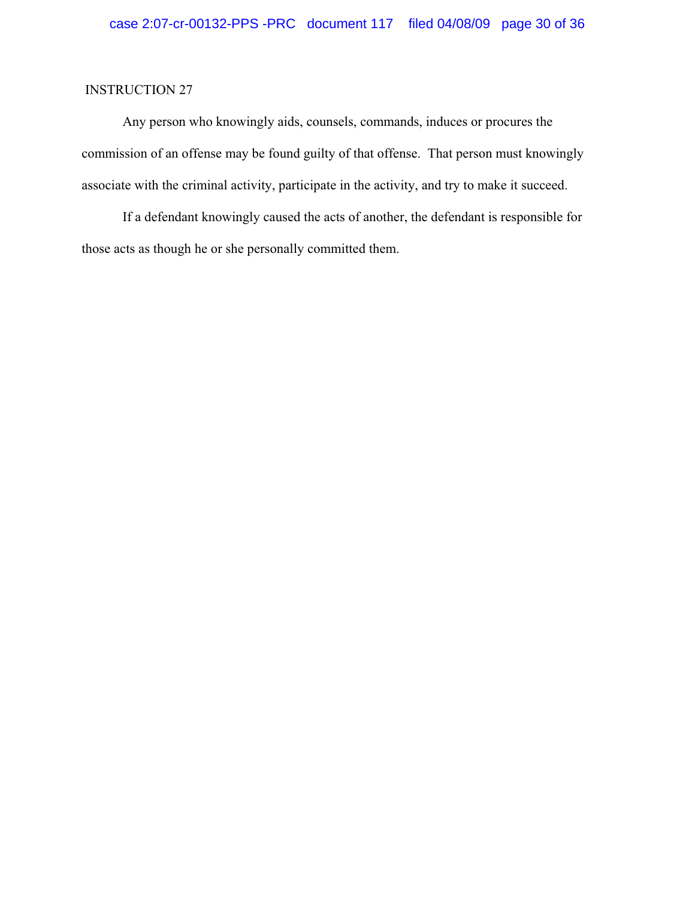INSTRUCTION 27

Any person who knowingly aids, counsels, commands, induces or procures the commission of an offense may be found guilty of that offense. That person must knowingly associate with the criminal activity, participate in the activity, and try to make it succeed.

If a defendant knowingly caused the acts of another, the defendant is responsible for those acts as though he or she personally committed them.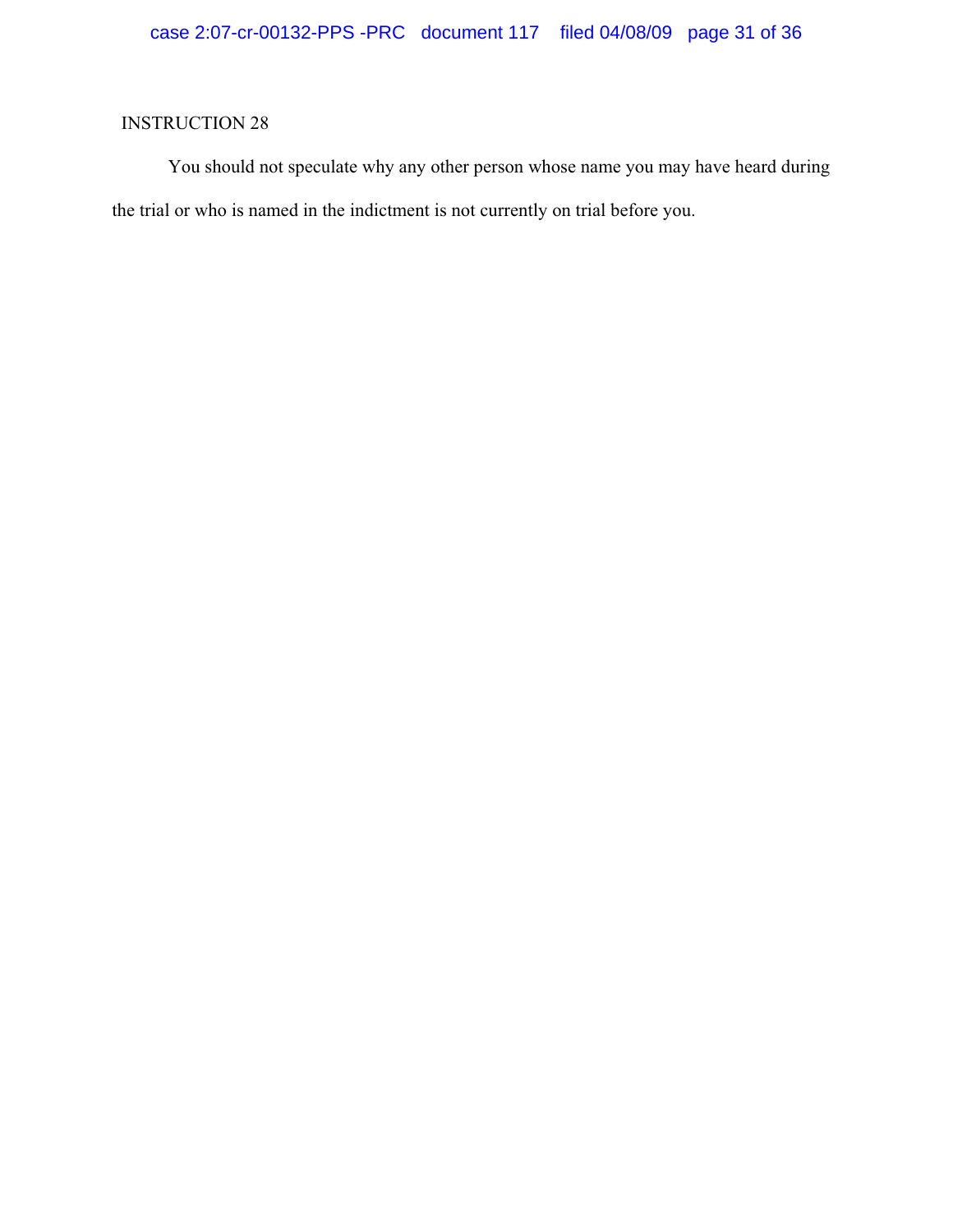INSTRUCTION 28

You should not speculate why any other person whose name you may have heard during the trial or who is named in the indictment is not currently on trial before you.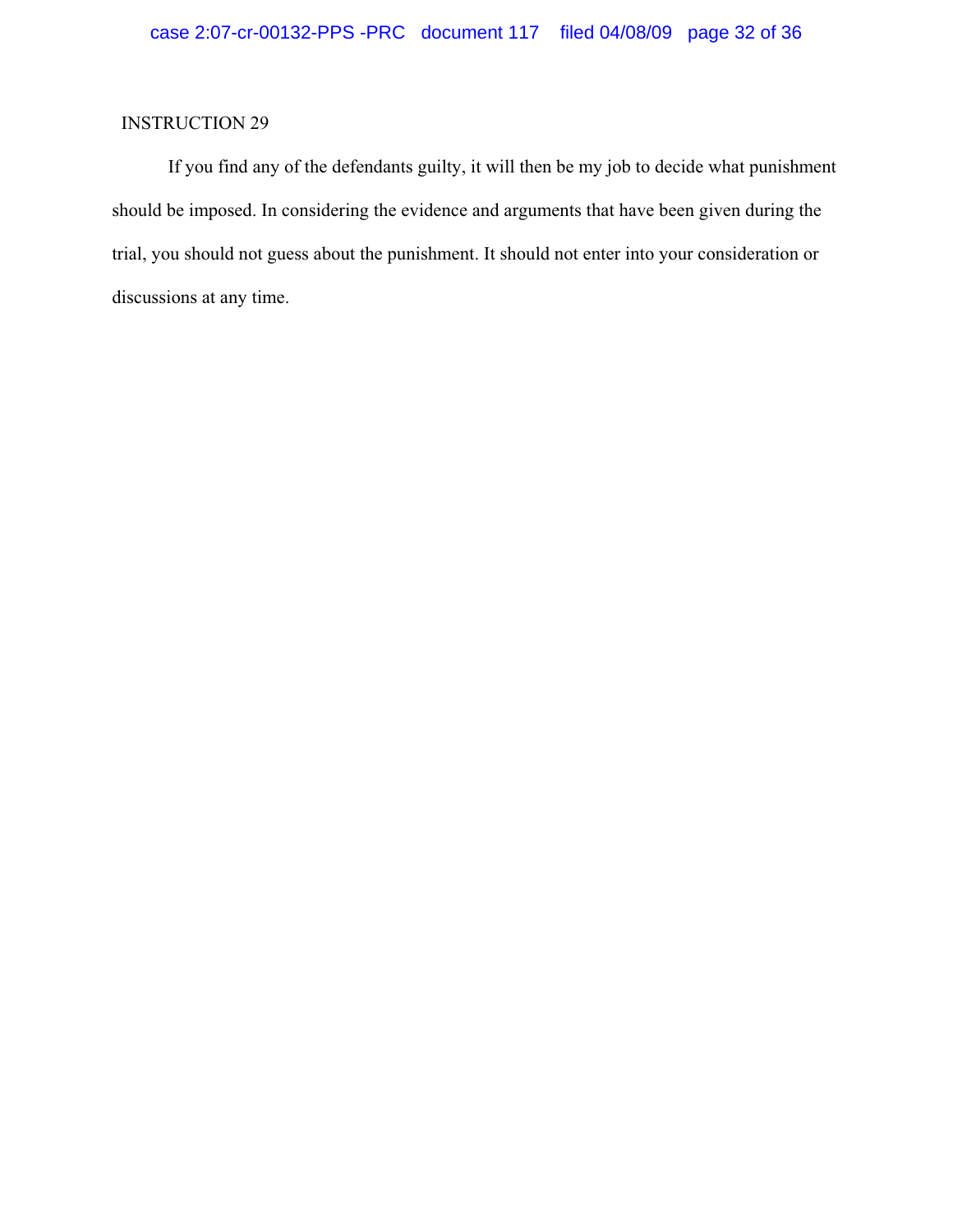INSTRUCTION 29

If you find any of the defendants guilty, it will then be my job to decide what punishment should be imposed. In considering the evidence and arguments that have been given during the trial, you should not guess about the punishment. It should not enter into your consideration or discussions at any time.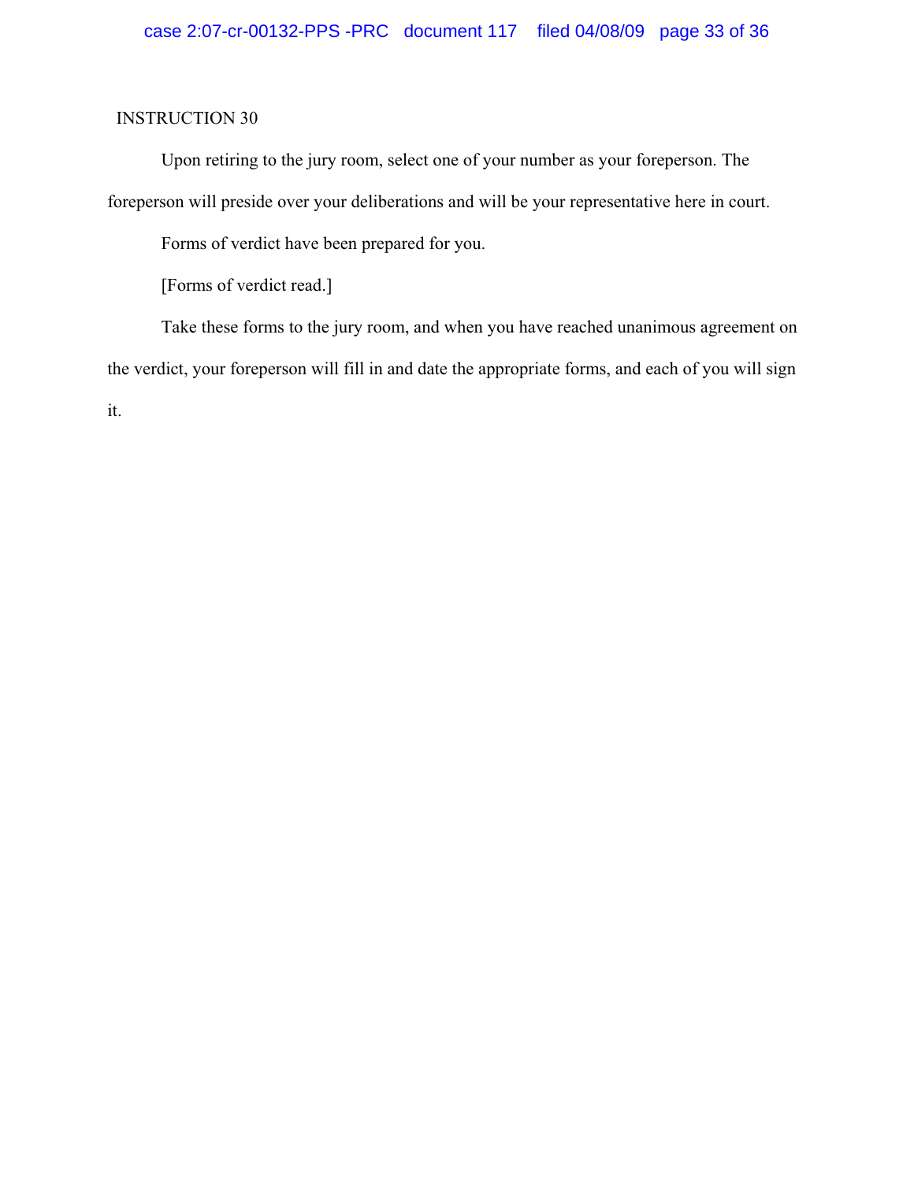INSTRUCTION 30

Upon retiring to the jury room, select one of your number as your foreperson. The foreperson will preside over your deliberations and will be your representative here in court.

Forms of verdict have been prepared for you.

[Forms of verdict read.]

Take these forms to the jury room, and when you have reached unanimous agreement on the verdict, your foreperson will fill in and date the appropriate forms, and each of you will sign it.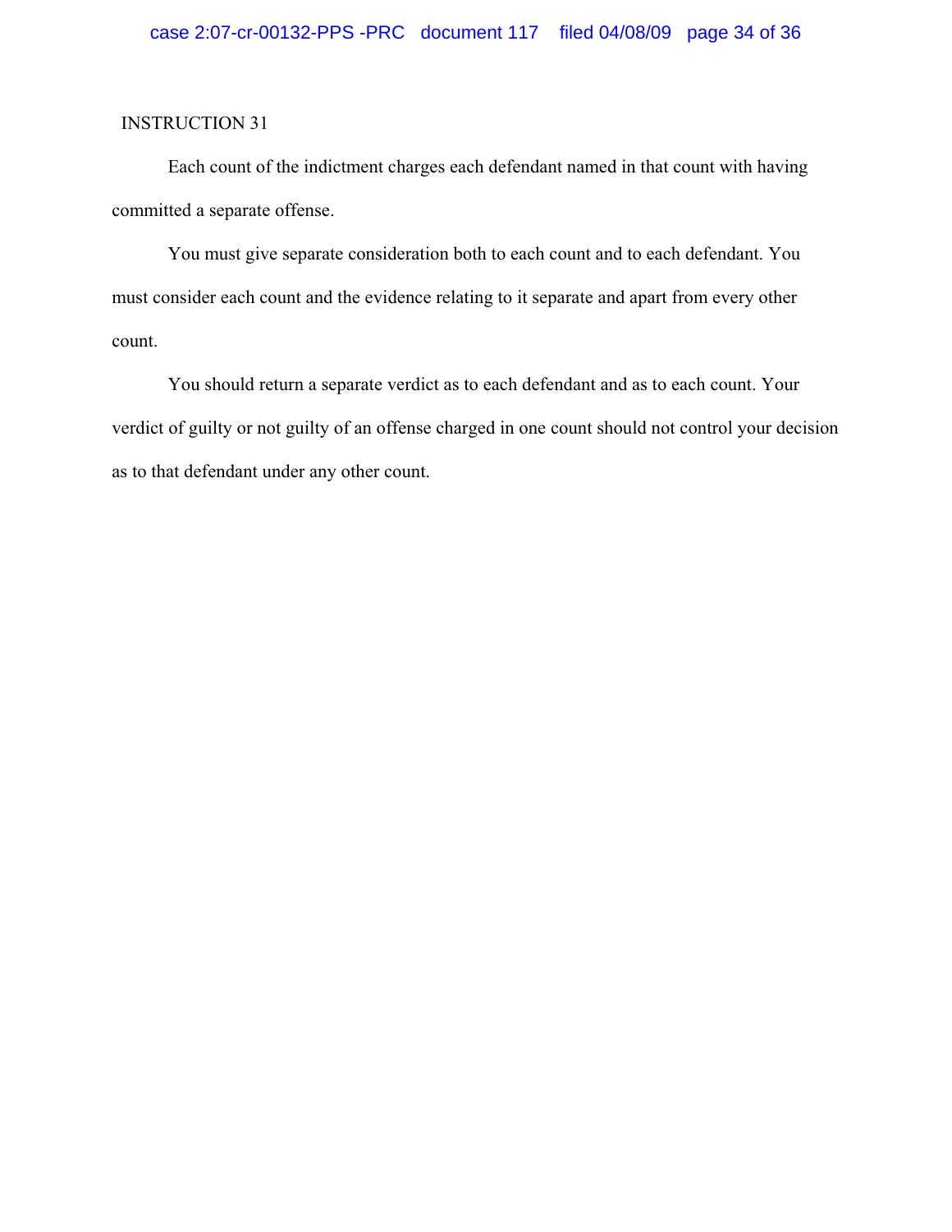INSTRUCTION 31

Each count of the indictment charges each defendant named in that count with having committed a separate offense.

You must give separate consideration both to each count and to each defendant. You must consider each count and the evidence relating to it separate and apart from every other count.

You should return a separate verdict as to each defendant and as to each count. Your verdict of guilty or not guilty of an offense charged in one count should not control your decision as to that defendant under any other count.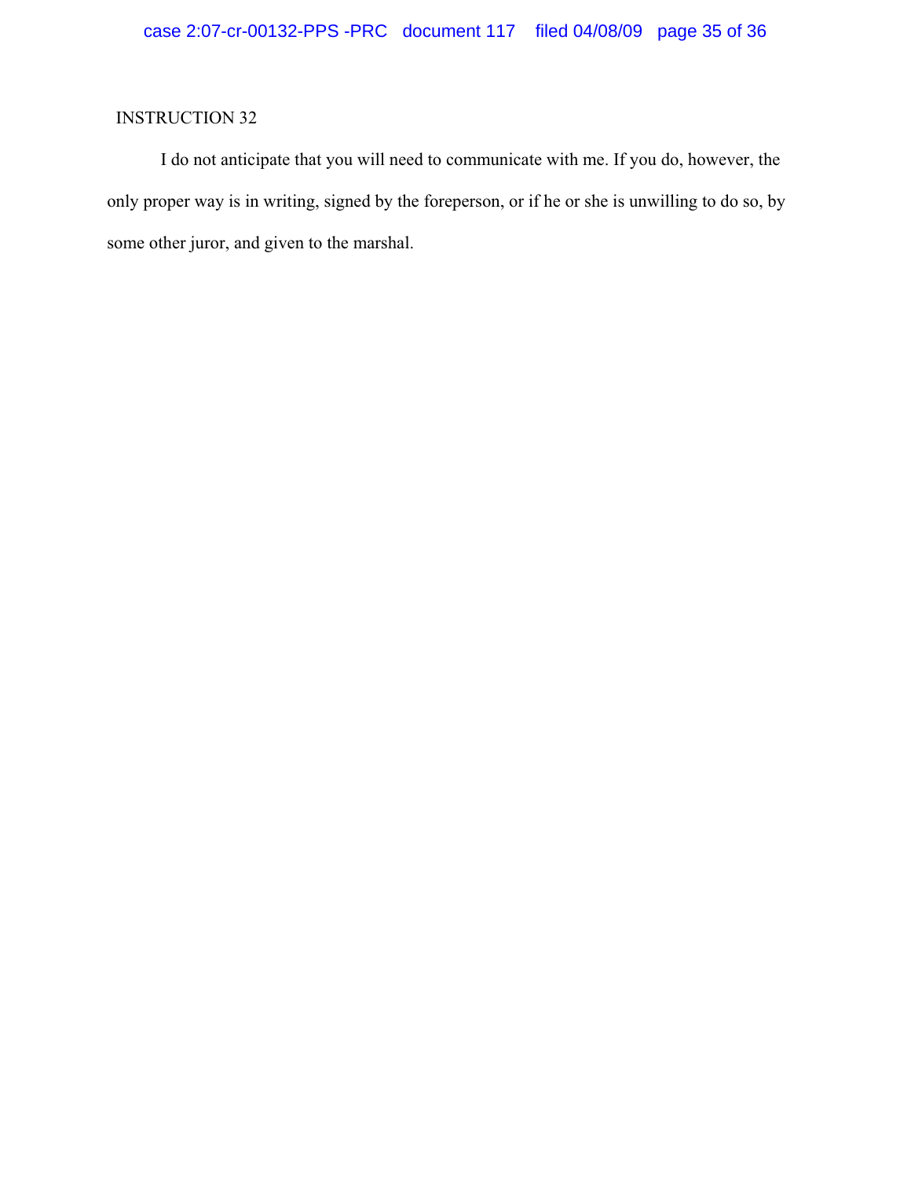INSTRUCTION 32

I do not anticipate that you will need to communicate with me. If you do, however, the only proper way is in writing, signed by the foreperson, or if he or she is unwilling to do so, by some other juror, and given to the marshal.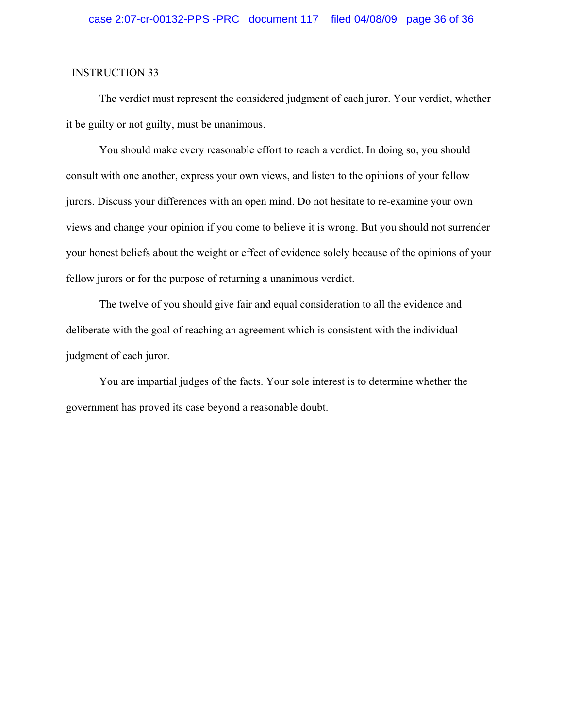INSTRUCTION 33

The verdict must represent the considered judgment of each juror. Your verdict, whether it be guilty or not guilty, must be unanimous.

You should make every reasonable effort to reach a verdict. In doing so, you should consult with one another, express your own views, and listen to the opinions of your fellow jurors. Discuss your differences with an open mind. Do not hesitate to re-examine your own views and change your opinion if you come to believe it is wrong. But you should not surrender your honest beliefs about the weight or effect of evidence solely because of the opinions of your fellow jurors or for the purpose of returning a unanimous verdict.

The twelve of you should give fair and equal consideration to all the evidence and deliberate with the goal of reaching an agreement which is consistent with the individual judgment of each juror.

You are impartial judges of the facts. Your sole interest is to determine whether the government has proved its case beyond a reasonable doubt.